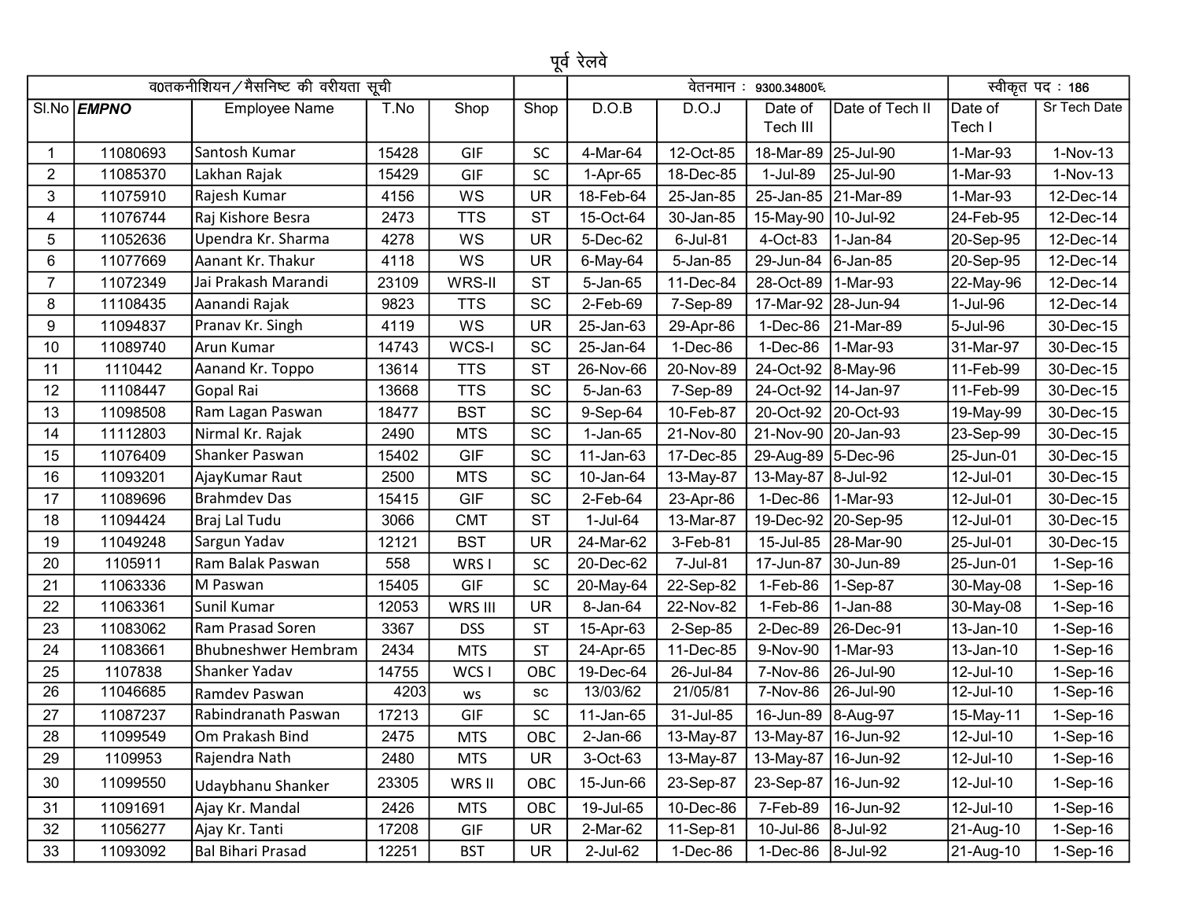# पूर्व रेलवे

| व0तकनीशियन/मैसनिष्ट की वरीयता सूची | | | | | | वेतनमान : 9300.34800६ | | | | स्वीकृत पद : 186 | |
|---|---|---|---|---|---|---|---|---|---|---|---|
| Sl.No | ***EMPNO*** | Employee Name | T.No | Shop | Shop | D.O.B | D.O.J | Date of Tech III | Date of Tech II | Date of Tech I | Sr Tech Date |
| 1 | 11080693 | Santosh Kumar | 15428 | GIF | SC | 4-Mar-64 | 12-Oct-85 | 18-Mar-89 | 25-Jul-90 | 1-Mar-93 | 1-Nov-13 |
| 2 | 11085370 | Lakhan Rajak | 15429 | GIF | SC | 1-Apr-65 | 18-Dec-85 | 1-Jul-89 | 25-Jul-90 | 1-Mar-93 | 1-Nov-13 |
| 3 | 11075910 | Rajesh Kumar | 4156 | WS | UR | 18-Feb-64 | 25-Jan-85 | 25-Jan-85 | 21-Mar-89 | 1-Mar-93 | 12-Dec-14 |
| 4 | 11076744 | Raj Kishore Besra | 2473 | TTS | ST | 15-Oct-64 | 30-Jan-85 | 15-May-90 | 10-Jul-92 | 24-Feb-95 | 12-Dec-14 |
| 5 | 11052636 | Upendra Kr. Sharma | 4278 | WS | UR | 5-Dec-62 | 6-Jul-81 | 4-Oct-83 | 1-Jan-84 | 20-Sep-95 | 12-Dec-14 |
| 6 | 11077669 | Aanant Kr. Thakur | 4118 | WS | UR | 6-May-64 | 5-Jan-85 | 29-Jun-84 | 6-Jan-85 | 20-Sep-95 | 12-Dec-14 |
| 7 | 11072349 | Jai Prakash Marandi | 23109 | WRS-II | ST | 5-Jan-65 | 11-Dec-84 | 28-Oct-89 | 1-Mar-93 | 22-May-96 | 12-Dec-14 |
| 8 | 11108435 | Aanandi Rajak | 9823 | TTS | SC | 2-Feb-69 | 7-Sep-89 | 17-Mar-92 | 28-Jun-94 | 1-Jul-96 | 12-Dec-14 |
| 9 | 11094837 | Pranav Kr. Singh | 4119 | WS | UR | 25-Jan-63 | 29-Apr-86 | 1-Dec-86 | 21-Mar-89 | 5-Jul-96 | 30-Dec-15 |
| 10 | 11089740 | Arun Kumar | 14743 | WCS-I | SC | 25-Jan-64 | 1-Dec-86 | 1-Dec-86 | 1-Mar-93 | 31-Mar-97 | 30-Dec-15 |
| 11 | 1110442 | Aanand Kr. Toppo | 13614 | TTS | ST | 26-Nov-66 | 20-Nov-89 | 24-Oct-92 | 8-May-96 | 11-Feb-99 | 30-Dec-15 |
| 12 | 11108447 | Gopal Rai | 13668 | TTS | SC | 5-Jan-63 | 7-Sep-89 | 24-Oct-92 | 14-Jan-97 | 11-Feb-99 | 30-Dec-15 |
| 13 | 11098508 | Ram Lagan Paswan | 18477 | BST | SC | 9-Sep-64 | 10-Feb-87 | 20-Oct-92 | 20-Oct-93 | 19-May-99 | 30-Dec-15 |
| 14 | 11112803 | Nirmal Kr. Rajak | 2490 | MTS | SC | 1-Jan-65 | 21-Nov-80 | 21-Nov-90 | 20-Jan-93 | 23-Sep-99 | 30-Dec-15 |
| 15 | 11076409 | Shanker Paswan | 15402 | GIF | SC | 11-Jan-63 | 17-Dec-85 | 29-Aug-89 | 5-Dec-96 | 25-Jun-01 | 30-Dec-15 |
| 16 | 11093201 | AjayKumar Raut | 2500 | MTS | SC | 10-Jan-64 | 13-May-87 | 13-May-87 | 8-Jul-92 | 12-Jul-01 | 30-Dec-15 |
| 17 | 11089696 | Brahmdev Das | 15415 | GIF | SC | 2-Feb-64 | 23-Apr-86 | 1-Dec-86 | 1-Mar-93 | 12-Jul-01 | 30-Dec-15 |
| 18 | 11094424 | Braj Lal Tudu | 3066 | CMT | ST | 1-Jul-64 | 13-Mar-87 | 19-Dec-92 | 20-Sep-95 | 12-Jul-01 | 30-Dec-15 |
| 19 | 11049248 | Sargun Yadav | 12121 | BST | UR | 24-Mar-62 | 3-Feb-81 | 15-Jul-85 | 28-Mar-90 | 25-Jul-01 | 30-Dec-15 |
| 20 | 1105911 | Ram Balak Paswan | 558 | WRS I | SC | 20-Dec-62 | 7-Jul-81 | 17-Jun-87 | 30-Jun-89 | 25-Jun-01 | 1-Sep-16 |
| 21 | 11063336 | M Paswan | 15405 | GIF | SC | 20-May-64 | 22-Sep-82 | 1-Feb-86 | 1-Sep-87 | 30-May-08 | 1-Sep-16 |
| 22 | 11063361 | Sunil Kumar | 12053 | WRS III | UR | 8-Jan-64 | 22-Nov-82 | 1-Feb-86 | 1-Jan-88 | 30-May-08 | 1-Sep-16 |
| 23 | 11083062 | Ram Prasad Soren | 3367 | DSS | ST | 15-Apr-63 | 2-Sep-85 | 2-Dec-89 | 26-Dec-91 | 13-Jan-10 | 1-Sep-16 |
| 24 | 11083661 | Bhubneshwer Hembram | 2434 | MTS | ST | 24-Apr-65 | 11-Dec-85 | 9-Nov-90 | 1-Mar-93 | 13-Jan-10 | 1-Sep-16 |
| 25 | 1107838 | Shanker Yadav | 14755 | WCS I | OBC | 19-Dec-64 | 26-Jul-84 | 7-Nov-86 | 26-Jul-90 | 12-Jul-10 | 1-Sep-16 |
| 26 | 11046685 | Ramdev Paswan | 4203 | ws | sc | 13/03/62 | 21/05/81 | 7-Nov-86 | 26-Jul-90 | 12-Jul-10 | 1-Sep-16 |
| 27 | 11087237 | Rabindranath Paswan | 17213 | GIF | SC | 11-Jan-65 | 31-Jul-85 | 16-Jun-89 | 8-Aug-97 | 15-May-11 | 1-Sep-16 |
| 28 | 11099549 | Om Prakash Bind | 2475 | MTS | OBC | 2-Jan-66 | 13-May-87 | 13-May-87 | 16-Jun-92 | 12-Jul-10 | 1-Sep-16 |
| 29 | 1109953 | Rajendra Nath | 2480 | MTS | UR | 3-Oct-63 | 13-May-87 | 13-May-87 | 16-Jun-92 | 12-Jul-10 | 1-Sep-16 |
| 30 | 11099550 | Udaybhanu Shanker | 23305 | WRS II | OBC | 15-Jun-66 | 23-Sep-87 | 23-Sep-87 | 16-Jun-92 | 12-Jul-10 | 1-Sep-16 |
| 31 | 11091691 | Ajay Kr. Mandal | 2426 | MTS | OBC | 19-Jul-65 | 10-Dec-86 | 7-Feb-89 | 16-Jun-92 | 12-Jul-10 | 1-Sep-16 |
| 32 | 11056277 | Ajay Kr. Tanti | 17208 | GIF | UR | 2-Mar-62 | 11-Sep-81 | 10-Jul-86 | 8-Jul-92 | 21-Aug-10 | 1-Sep-16 |
| 33 | 11093092 | Bal Bihari Prasad | 12251 | BST | UR | 2-Jul-62 | 1-Dec-86 | 1-Dec-86 | 8-Jul-92 | 21-Aug-10 | 1-Sep-16 |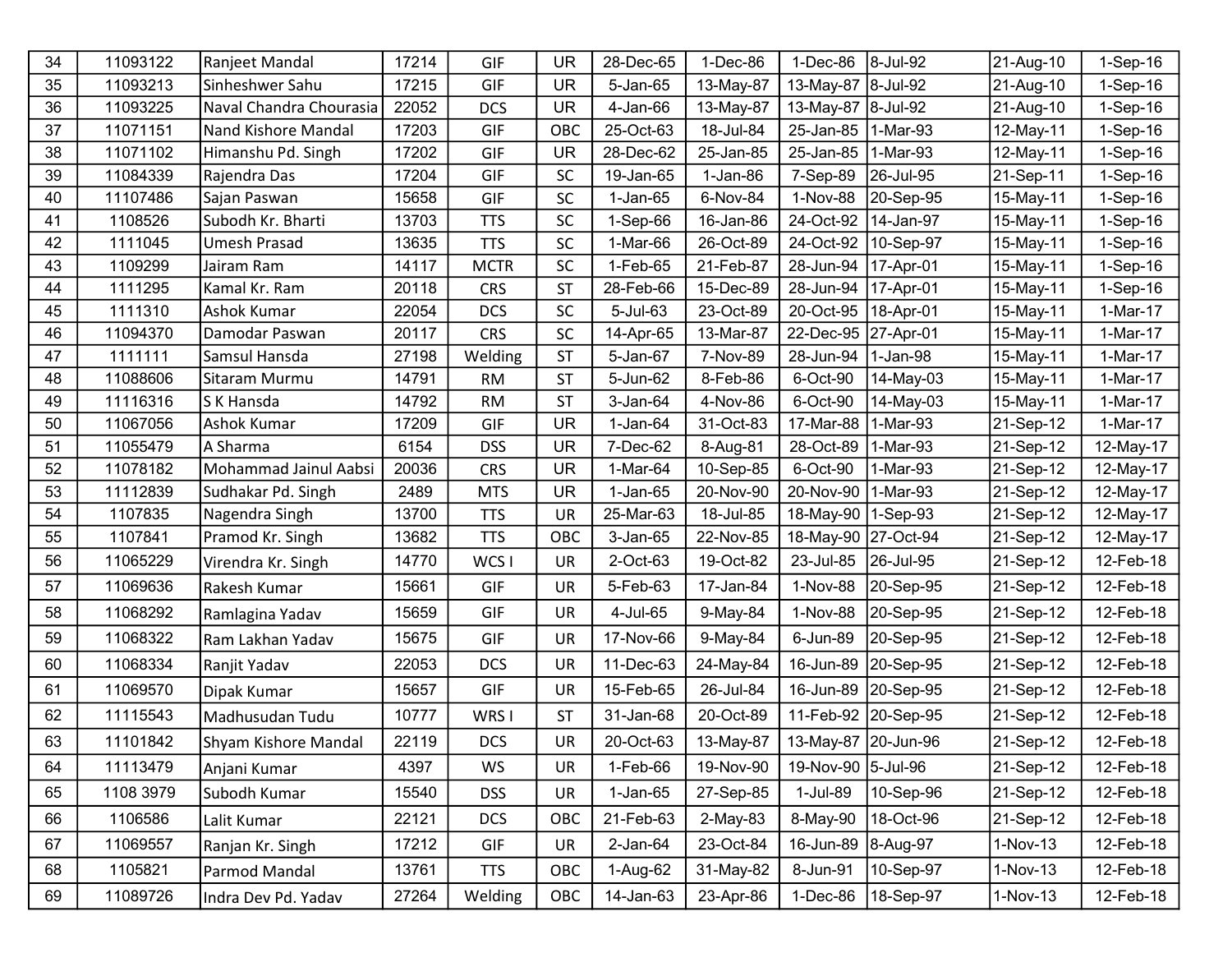| 34 | 11093122 | Ranjeet Mandal | 17214 | GIF | UR | 28-Dec-65 | 1-Dec-86 | 1-Dec-86 | 8-Jul-92 | 21-Aug-10 | 1-Sep-16 |
|---|---|---|---|---|---|---|---|---|---|---|---|
| 35 | 11093213 | Sinheshwer Sahu | 17215 | GIF | UR | 5-Jan-65 | 13-May-87 | 13-May-87 | 8-Jul-92 | 21-Aug-10 | 1-Sep-16 |
| 36 | 11093225 | Naval Chandra Chourasia | 22052 | DCS | UR | 4-Jan-66 | 13-May-87 | 13-May-87 | 8-Jul-92 | 21-Aug-10 | 1-Sep-16 |
| 37 | 11071151 | Nand Kishore Mandal | 17203 | GIF | OBC | 25-Oct-63 | 18-Jul-84 | 25-Jan-85 | 1-Mar-93 | 12-May-11 | 1-Sep-16 |
| 38 | 11071102 | Himanshu Pd. Singh | 17202 | GIF | UR | 28-Dec-62 | 25-Jan-85 | 25-Jan-85 | 1-Mar-93 | 12-May-11 | 1-Sep-16 |
| 39 | 11084339 | Rajendra Das | 17204 | GIF | SC | 19-Jan-65 | 1-Jan-86 | 7-Sep-89 | 26-Jul-95 | 21-Sep-11 | 1-Sep-16 |
| 40 | 11107486 | Sajan Paswan | 15658 | GIF | SC | 1-Jan-65 | 6-Nov-84 | 1-Nov-88 | 20-Sep-95 | 15-May-11 | 1-Sep-16 |
| 41 | 1108526 | Subodh Kr. Bharti | 13703 | TTS | SC | 1-Sep-66 | 16-Jan-86 | 24-Oct-92 | 14-Jan-97 | 15-May-11 | 1-Sep-16 |
| 42 | 1111045 | Umesh Prasad | 13635 | TTS | SC | 1-Mar-66 | 26-Oct-89 | 24-Oct-92 | 10-Sep-97 | 15-May-11 | 1-Sep-16 |
| 43 | 1109299 | Jairam Ram | 14117 | MCTR | SC | 1-Feb-65 | 21-Feb-87 | 28-Jun-94 | 17-Apr-01 | 15-May-11 | 1-Sep-16 |
| 44 | 1111295 | Kamal Kr. Ram | 20118 | CRS | ST | 28-Feb-66 | 15-Dec-89 | 28-Jun-94 | 17-Apr-01 | 15-May-11 | 1-Sep-16 |
| 45 | 1111310 | Ashok Kumar | 22054 | DCS | SC | 5-Jul-63 | 23-Oct-89 | 20-Oct-95 | 18-Apr-01 | 15-May-11 | 1-Mar-17 |
| 46 | 11094370 | Damodar Paswan | 20117 | CRS | SC | 14-Apr-65 | 13-Mar-87 | 22-Dec-95 | 27-Apr-01 | 15-May-11 | 1-Mar-17 |
| 47 | 1111111 | Samsul Hansda | 27198 | Welding | ST | 5-Jan-67 | 7-Nov-89 | 28-Jun-94 | 1-Jan-98 | 15-May-11 | 1-Mar-17 |
| 48 | 11088606 | Sitaram Murmu | 14791 | RM | ST | 5-Jun-62 | 8-Feb-86 | 6-Oct-90 | 14-May-03 | 15-May-11 | 1-Mar-17 |
| 49 | 11116316 | S K Hansda | 14792 | RM | ST | 3-Jan-64 | 4-Nov-86 | 6-Oct-90 | 14-May-03 | 15-May-11 | 1-Mar-17 |
| 50 | 11067056 | Ashok Kumar | 17209 | GIF | UR | 1-Jan-64 | 31-Oct-83 | 17-Mar-88 | 1-Mar-93 | 21-Sep-12 | 1-Mar-17 |
| 51 | 11055479 | A Sharma | 6154 | DSS | UR | 7-Dec-62 | 8-Aug-81 | 28-Oct-89 | 1-Mar-93 | 21-Sep-12 | 12-May-17 |
| 52 | 11078182 | Mohammad Jainul Aabsi | 20036 | CRS | UR | 1-Mar-64 | 10-Sep-85 | 6-Oct-90 | 1-Mar-93 | 21-Sep-12 | 12-May-17 |
| 53 | 11112839 | Sudhakar Pd. Singh | 2489 | MTS | UR | 1-Jan-65 | 20-Nov-90 | 20-Nov-90 | 1-Mar-93 | 21-Sep-12 | 12-May-17 |
| 54 | 1107835 | Nagendra Singh | 13700 | TTS | UR | 25-Mar-63 | 18-Jul-85 | 18-May-90 | 1-Sep-93 | 21-Sep-12 | 12-May-17 |
| 55 | 1107841 | Pramod Kr. Singh | 13682 | TTS | OBC | 3-Jan-65 | 22-Nov-85 | 18-May-90 | 27-Oct-94 | 21-Sep-12 | 12-May-17 |
| 56 | 11065229 | Virendra Kr. Singh | 14770 | WCS I | UR | 2-Oct-63 | 19-Oct-82 | 23-Jul-85 | 26-Jul-95 | 21-Sep-12 | 12-Feb-18 |
| 57 | 11069636 | Rakesh Kumar | 15661 | GIF | UR | 5-Feb-63 | 17-Jan-84 | 1-Nov-88 | 20-Sep-95 | 21-Sep-12 | 12-Feb-18 |
| 58 | 11068292 | Ramlagina Yadav | 15659 | GIF | UR | 4-Jul-65 | 9-May-84 | 1-Nov-88 | 20-Sep-95 | 21-Sep-12 | 12-Feb-18 |
| 59 | 11068322 | Ram Lakhan Yadav | 15675 | GIF | UR | 17-Nov-66 | 9-May-84 | 6-Jun-89 | 20-Sep-95 | 21-Sep-12 | 12-Feb-18 |
| 60 | 11068334 | Ranjit Yadav | 22053 | DCS | UR | 11-Dec-63 | 24-May-84 | 16-Jun-89 | 20-Sep-95 | 21-Sep-12 | 12-Feb-18 |
| 61 | 11069570 | Dipak Kumar | 15657 | GIF | UR | 15-Feb-65 | 26-Jul-84 | 16-Jun-89 | 20-Sep-95 | 21-Sep-12 | 12-Feb-18 |
| 62 | 11115543 | Madhusudan Tudu | 10777 | WRS I | ST | 31-Jan-68 | 20-Oct-89 | 11-Feb-92 | 20-Sep-95 | 21-Sep-12 | 12-Feb-18 |
| 63 | 11101842 | Shyam Kishore Mandal | 22119 | DCS | UR | 20-Oct-63 | 13-May-87 | 13-May-87 | 20-Jun-96 | 21-Sep-12 | 12-Feb-18 |
| 64 | 11113479 | Anjani Kumar | 4397 | WS | UR | 1-Feb-66 | 19-Nov-90 | 19-Nov-90 | 5-Jul-96 | 21-Sep-12 | 12-Feb-18 |
| 65 | 1108 3979 | Subodh Kumar | 15540 | DSS | UR | 1-Jan-65 | 27-Sep-85 | 1-Jul-89 | 10-Sep-96 | 21-Sep-12 | 12-Feb-18 |
| 66 | 1106586 | Lalit Kumar | 22121 | DCS | OBC | 21-Feb-63 | 2-May-83 | 8-May-90 | 18-Oct-96 | 21-Sep-12 | 12-Feb-18 |
| 67 | 11069557 | Ranjan Kr. Singh | 17212 | GIF | UR | 2-Jan-64 | 23-Oct-84 | 16-Jun-89 | 8-Aug-97 | 1-Nov-13 | 12-Feb-18 |
| 68 | 1105821 | Parmod Mandal | 13761 | TTS | OBC | 1-Aug-62 | 31-May-82 | 8-Jun-91 | 10-Sep-97 | 1-Nov-13 | 12-Feb-18 |
| 69 | 11089726 | Indra Dev Pd. Yadav | 27264 | Welding | OBC | 14-Jan-63 | 23-Apr-86 | 1-Dec-86 | 18-Sep-97 | 1-Nov-13 | 12-Feb-18 |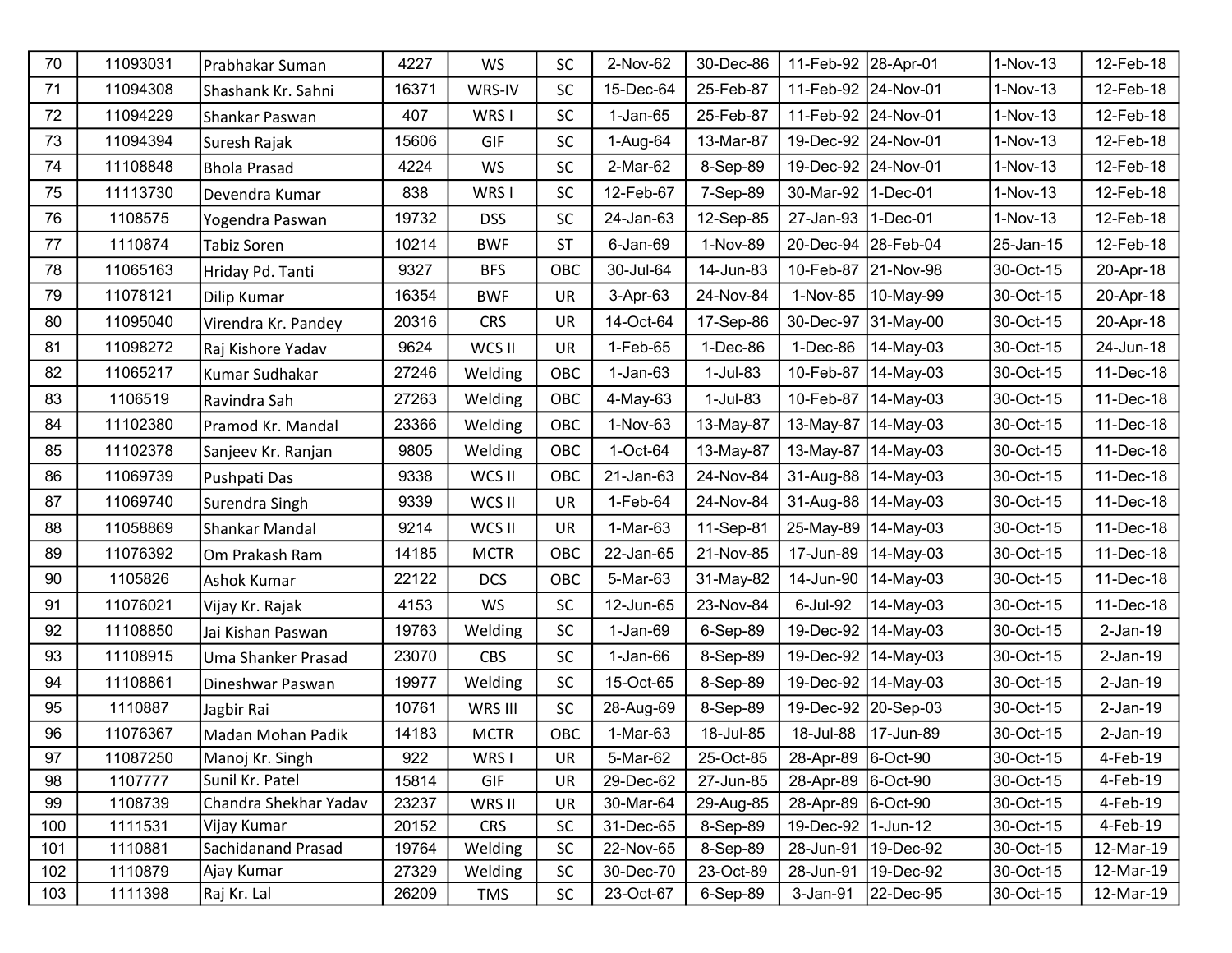| | | | | | | | | | | | |
|---|---|---|---|---|---|---|---|---|---|---|---|
| 70 | 11093031 | Prabhakar Suman | 4227 | WS | SC | 2-Nov-62 | 30-Dec-86 | 11-Feb-92 | 28-Apr-01 | 1-Nov-13 | 12-Feb-18 |
| 71 | 11094308 | Shashank Kr. Sahni | 16371 | WRS-IV | SC | 15-Dec-64 | 25-Feb-87 | 11-Feb-92 | 24-Nov-01 | 1-Nov-13 | 12-Feb-18 |
| 72 | 11094229 | Shankar Paswan | 407 | WRS I | SC | 1-Jan-65 | 25-Feb-87 | 11-Feb-92 | 24-Nov-01 | 1-Nov-13 | 12-Feb-18 |
| 73 | 11094394 | Suresh Rajak | 15606 | GIF | SC | 1-Aug-64 | 13-Mar-87 | 19-Dec-92 | 24-Nov-01 | 1-Nov-13 | 12-Feb-18 |
| 74 | 11108848 | Bhola Prasad | 4224 | WS | SC | 2-Mar-62 | 8-Sep-89 | 19-Dec-92 | 24-Nov-01 | 1-Nov-13 | 12-Feb-18 |
| 75 | 11113730 | Devendra Kumar | 838 | WRS I | SC | 12-Feb-67 | 7-Sep-89 | 30-Mar-92 | 1-Dec-01 | 1-Nov-13 | 12-Feb-18 |
| 76 | 1108575 | Yogendra Paswan | 19732 | DSS | SC | 24-Jan-63 | 12-Sep-85 | 27-Jan-93 | 1-Dec-01 | 1-Nov-13 | 12-Feb-18 |
| 77 | 1110874 | Tabiz Soren | 10214 | BWF | ST | 6-Jan-69 | 1-Nov-89 | 20-Dec-94 | 28-Feb-04 | 25-Jan-15 | 12-Feb-18 |
| 78 | 11065163 | Hriday Pd. Tanti | 9327 | BFS | OBC | 30-Jul-64 | 14-Jun-83 | 10-Feb-87 | 21-Nov-98 | 30-Oct-15 | 20-Apr-18 |
| 79 | 11078121 | Dilip Kumar | 16354 | BWF | UR | 3-Apr-63 | 24-Nov-84 | 1-Nov-85 | 10-May-99 | 30-Oct-15 | 20-Apr-18 |
| 80 | 11095040 | Virendra Kr. Pandey | 20316 | CRS | UR | 14-Oct-64 | 17-Sep-86 | 30-Dec-97 | 31-May-00 | 30-Oct-15 | 20-Apr-18 |
| 81 | 11098272 | Raj Kishore Yadav | 9624 | WCS II | UR | 1-Feb-65 | 1-Dec-86 | 1-Dec-86 | 14-May-03 | 30-Oct-15 | 24-Jun-18 |
| 82 | 11065217 | Kumar Sudhakar | 27246 | Welding | OBC | 1-Jan-63 | 1-Jul-83 | 10-Feb-87 | 14-May-03 | 30-Oct-15 | 11-Dec-18 |
| 83 | 1106519 | Ravindra Sah | 27263 | Welding | OBC | 4-May-63 | 1-Jul-83 | 10-Feb-87 | 14-May-03 | 30-Oct-15 | 11-Dec-18 |
| 84 | 11102380 | Pramod Kr. Mandal | 23366 | Welding | OBC | 1-Nov-63 | 13-May-87 | 13-May-87 | 14-May-03 | 30-Oct-15 | 11-Dec-18 |
| 85 | 11102378 | Sanjeev Kr. Ranjan | 9805 | Welding | OBC | 1-Oct-64 | 13-May-87 | 13-May-87 | 14-May-03 | 30-Oct-15 | 11-Dec-18 |
| 86 | 11069739 | Pushpati Das | 9338 | WCS II | OBC | 21-Jan-63 | 24-Nov-84 | 31-Aug-88 | 14-May-03 | 30-Oct-15 | 11-Dec-18 |
| 87 | 11069740 | Surendra Singh | 9339 | WCS II | UR | 1-Feb-64 | 24-Nov-84 | 31-Aug-88 | 14-May-03 | 30-Oct-15 | 11-Dec-18 |
| 88 | 11058869 | Shankar Mandal | 9214 | WCS II | UR | 1-Mar-63 | 11-Sep-81 | 25-May-89 | 14-May-03 | 30-Oct-15 | 11-Dec-18 |
| 89 | 11076392 | Om Prakash Ram | 14185 | MCTR | OBC | 22-Jan-65 | 21-Nov-85 | 17-Jun-89 | 14-May-03 | 30-Oct-15 | 11-Dec-18 |
| 90 | 1105826 | Ashok Kumar | 22122 | DCS | OBC | 5-Mar-63 | 31-May-82 | 14-Jun-90 | 14-May-03 | 30-Oct-15 | 11-Dec-18 |
| 91 | 11076021 | Vijay Kr. Rajak | 4153 | WS | SC | 12-Jun-65 | 23-Nov-84 | 6-Jul-92 | 14-May-03 | 30-Oct-15 | 11-Dec-18 |
| 92 | 11108850 | Jai Kishan Paswan | 19763 | Welding | SC | 1-Jan-69 | 6-Sep-89 | 19-Dec-92 | 14-May-03 | 30-Oct-15 | 2-Jan-19 |
| 93 | 11108915 | Uma Shanker Prasad | 23070 | CBS | SC | 1-Jan-66 | 8-Sep-89 | 19-Dec-92 | 14-May-03 | 30-Oct-15 | 2-Jan-19 |
| 94 | 11108861 | Dineshwar Paswan | 19977 | Welding | SC | 15-Oct-65 | 8-Sep-89 | 19-Dec-92 | 14-May-03 | 30-Oct-15 | 2-Jan-19 |
| 95 | 1110887 | Jagbir Rai | 10761 | WRS III | SC | 28-Aug-69 | 8-Sep-89 | 19-Dec-92 | 20-Sep-03 | 30-Oct-15 | 2-Jan-19 |
| 96 | 11076367 | Madan Mohan Padik | 14183 | MCTR | OBC | 1-Mar-63 | 18-Jul-85 | 18-Jul-88 | 17-Jun-89 | 30-Oct-15 | 2-Jan-19 |
| 97 | 11087250 | Manoj Kr. Singh | 922 | WRS I | UR | 5-Mar-62 | 25-Oct-85 | 28-Apr-89 | 6-Oct-90 | 30-Oct-15 | 4-Feb-19 |
| 98 | 1107777 | Sunil Kr. Patel | 15814 | GIF | UR | 29-Dec-62 | 27-Jun-85 | 28-Apr-89 | 6-Oct-90 | 30-Oct-15 | 4-Feb-19 |
| 99 | 1108739 | Chandra Shekhar Yadav | 23237 | WRS II | UR | 30-Mar-64 | 29-Aug-85 | 28-Apr-89 | 6-Oct-90 | 30-Oct-15 | 4-Feb-19 |
| 100 | 1111531 | Vijay Kumar | 20152 | CRS | SC | 31-Dec-65 | 8-Sep-89 | 19-Dec-92 | 1-Jun-12 | 30-Oct-15 | 4-Feb-19 |
| 101 | 1110881 | Sachidanand Prasad | 19764 | Welding | SC | 22-Nov-65 | 8-Sep-89 | 28-Jun-91 | 19-Dec-92 | 30-Oct-15 | 12-Mar-19 |
| 102 | 1110879 | Ajay Kumar | 27329 | Welding | SC | 30-Dec-70 | 23-Oct-89 | 28-Jun-91 | 19-Dec-92 | 30-Oct-15 | 12-Mar-19 |
| 103 | 1111398 | Raj Kr. Lal | 26209 | TMS | SC | 23-Oct-67 | 6-Sep-89 | 3-Jan-91 | 22-Dec-95 | 30-Oct-15 | 12-Mar-19 |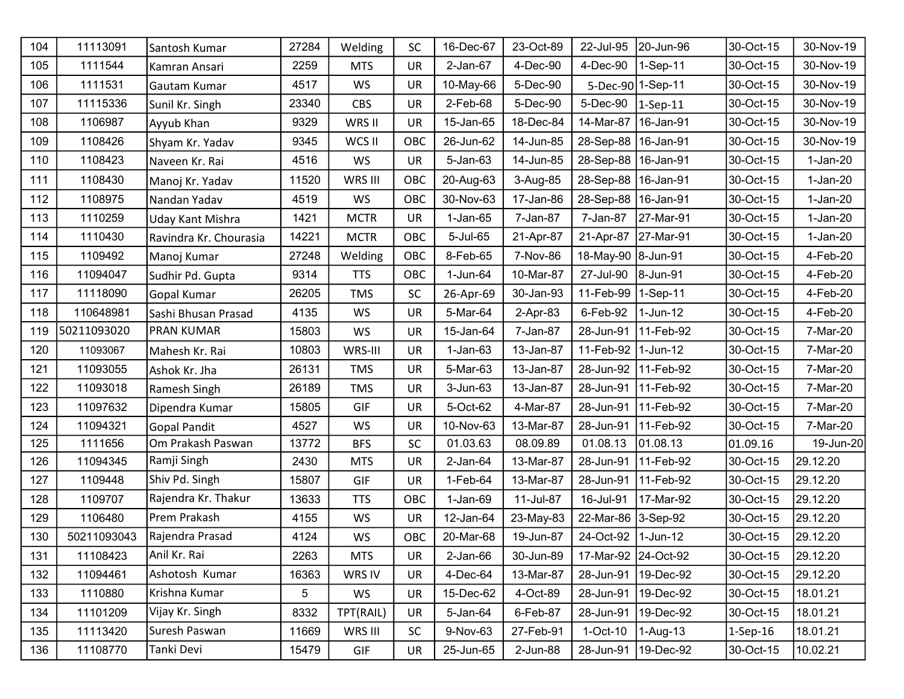| | | | | | | | | | | | |
|---|---|---|---|---|---|---|---|---|---|---|---|
| 104 | 11113091 | Santosh Kumar | 27284 | Welding | SC | 16-Dec-67 | 23-Oct-89 | 22-Jul-95 | 20-Jun-96 | 30-Oct-15 | 30-Nov-19 |
| 105 | 1111544 | Kamran Ansari | 2259 | MTS | UR | 2-Jan-67 | 4-Dec-90 | 4-Dec-90 | 1-Sep-11 | 30-Oct-15 | 30-Nov-19 |
| 106 | 1111531 | Gautam Kumar | 4517 | WS | UR | 10-May-66 | 5-Dec-90 | 5-Dec-90 | 1-Sep-11 | 30-Oct-15 | 30-Nov-19 |
| 107 | 11115336 | Sunil Kr. Singh | 23340 | CBS | UR | 2-Feb-68 | 5-Dec-90 | 5-Dec-90 | 1-Sep-11 | 30-Oct-15 | 30-Nov-19 |
| 108 | 1106987 | Ayyub Khan | 9329 | WRS II | UR | 15-Jan-65 | 18-Dec-84 | 14-Mar-87 | 16-Jan-91 | 30-Oct-15 | 30-Nov-19 |
| 109 | 1108426 | Shyam Kr. Yadav | 9345 | WCS II | OBC | 26-Jun-62 | 14-Jun-85 | 28-Sep-88 | 16-Jan-91 | 30-Oct-15 | 30-Nov-19 |
| 110 | 1108423 | Naveen Kr. Rai | 4516 | WS | UR | 5-Jan-63 | 14-Jun-85 | 28-Sep-88 | 16-Jan-91 | 30-Oct-15 | 1-Jan-20 |
| 111 | 1108430 | Manoj Kr. Yadav | 11520 | WRS III | OBC | 20-Aug-63 | 3-Aug-85 | 28-Sep-88 | 16-Jan-91 | 30-Oct-15 | 1-Jan-20 |
| 112 | 1108975 | Nandan Yadav | 4519 | WS | OBC | 30-Nov-63 | 17-Jan-86 | 28-Sep-88 | 16-Jan-91 | 30-Oct-15 | 1-Jan-20 |
| 113 | 1110259 | Uday Kant Mishra | 1421 | MCTR | UR | 1-Jan-65 | 7-Jan-87 | 7-Jan-87 | 27-Mar-91 | 30-Oct-15 | 1-Jan-20 |
| 114 | 1110430 | Ravindra Kr. Chourasia | 14221 | MCTR | OBC | 5-Jul-65 | 21-Apr-87 | 21-Apr-87 | 27-Mar-91 | 30-Oct-15 | 1-Jan-20 |
| 115 | 1109492 | Manoj Kumar | 27248 | Welding | OBC | 8-Feb-65 | 7-Nov-86 | 18-May-90 | 8-Jun-91 | 30-Oct-15 | 4-Feb-20 |
| 116 | 11094047 | Sudhir Pd. Gupta | 9314 | TTS | OBC | 1-Jun-64 | 10-Mar-87 | 27-Jul-90 | 8-Jun-91 | 30-Oct-15 | 4-Feb-20 |
| 117 | 11118090 | Gopal Kumar | 26205 | TMS | SC | 26-Apr-69 | 30-Jan-93 | 11-Feb-99 | 1-Sep-11 | 30-Oct-15 | 4-Feb-20 |
| 118 | 110648981 | Sashi Bhusan Prasad | 4135 | WS | UR | 5-Mar-64 | 2-Apr-83 | 6-Feb-92 | 1-Jun-12 | 30-Oct-15 | 4-Feb-20 |
| 119 | 50211093020 | PRAN KUMAR | 15803 | WS | UR | 15-Jan-64 | 7-Jan-87 | 28-Jun-91 | 11-Feb-92 | 30-Oct-15 | 7-Mar-20 |
| 120 | 11093067 | Mahesh Kr. Rai | 10803 | WRS-III | UR | 1-Jan-63 | 13-Jan-87 | 11-Feb-92 | 1-Jun-12 | 30-Oct-15 | 7-Mar-20 |
| 121 | 11093055 | Ashok Kr. Jha | 26131 | TMS | UR | 5-Mar-63 | 13-Jan-87 | 28-Jun-92 | 11-Feb-92 | 30-Oct-15 | 7-Mar-20 |
| 122 | 11093018 | Ramesh Singh | 26189 | TMS | UR | 3-Jun-63 | 13-Jan-87 | 28-Jun-91 | 11-Feb-92 | 30-Oct-15 | 7-Mar-20 |
| 123 | 11097632 | Dipendra Kumar | 15805 | GIF | UR | 5-Oct-62 | 4-Mar-87 | 28-Jun-91 | 11-Feb-92 | 30-Oct-15 | 7-Mar-20 |
| 124 | 11094321 | Gopal Pandit | 4527 | WS | UR | 10-Nov-63 | 13-Mar-87 | 28-Jun-91 | 11-Feb-92 | 30-Oct-15 | 7-Mar-20 |
| 125 | 1111656 | Om Prakash Paswan | 13772 | BFS | SC | 01.03.63 | 08.09.89 | 01.08.13 | 01.08.13 | 01.09.16 | 19-Jun-20 |
| 126 | 11094345 | Ramji Singh | 2430 | MTS | UR | 2-Jan-64 | 13-Mar-87 | 28-Jun-91 | 11-Feb-92 | 30-Oct-15 | 29.12.20 |
| 127 | 1109448 | Shiv Pd. Singh | 15807 | GIF | UR | 1-Feb-64 | 13-Mar-87 | 28-Jun-91 | 11-Feb-92 | 30-Oct-15 | 29.12.20 |
| 128 | 1109707 | Rajendra Kr. Thakur | 13633 | TTS | OBC | 1-Jan-69 | 11-Jul-87 | 16-Jul-91 | 17-Mar-92 | 30-Oct-15 | 29.12.20 |
| 129 | 1106480 | Prem Prakash | 4155 | WS | UR | 12-Jan-64 | 23-May-83 | 22-Mar-86 | 3-Sep-92 | 30-Oct-15 | 29.12.20 |
| 130 | 50211093043 | Rajendra Prasad | 4124 | WS | OBC | 20-Mar-68 | 19-Jun-87 | 24-Oct-92 | 1-Jun-12 | 30-Oct-15 | 29.12.20 |
| 131 | 11108423 | Anil Kr. Rai | 2263 | MTS | UR | 2-Jan-66 | 30-Jun-89 | 17-Mar-92 | 24-Oct-92 | 30-Oct-15 | 29.12.20 |
| 132 | 11094461 | Ashotosh Kumar | 16363 | WRS IV | UR | 4-Dec-64 | 13-Mar-87 | 28-Jun-91 | 19-Dec-92 | 30-Oct-15 | 29.12.20 |
| 133 | 1110880 | Krishna Kumar | 5 | WS | UR | 15-Dec-62 | 4-Oct-89 | 28-Jun-91 | 19-Dec-92 | 30-Oct-15 | 18.01.21 |
| 134 | 11101209 | Vijay Kr. Singh | 8332 | TPT(RAIL) | UR | 5-Jan-64 | 6-Feb-87 | 28-Jun-91 | 19-Dec-92 | 30-Oct-15 | 18.01.21 |
| 135 | 11113420 | Suresh Paswan | 11669 | WRS III | SC | 9-Nov-63 | 27-Feb-91 | 1-Oct-10 | 1-Aug-13 | 1-Sep-16 | 18.01.21 |
| 136 | 11108770 | Tanki Devi | 15479 | GIF | UR | 25-Jun-65 | 2-Jun-88 | 28-Jun-91 | 19-Dec-92 | 30-Oct-15 | 10.02.21 |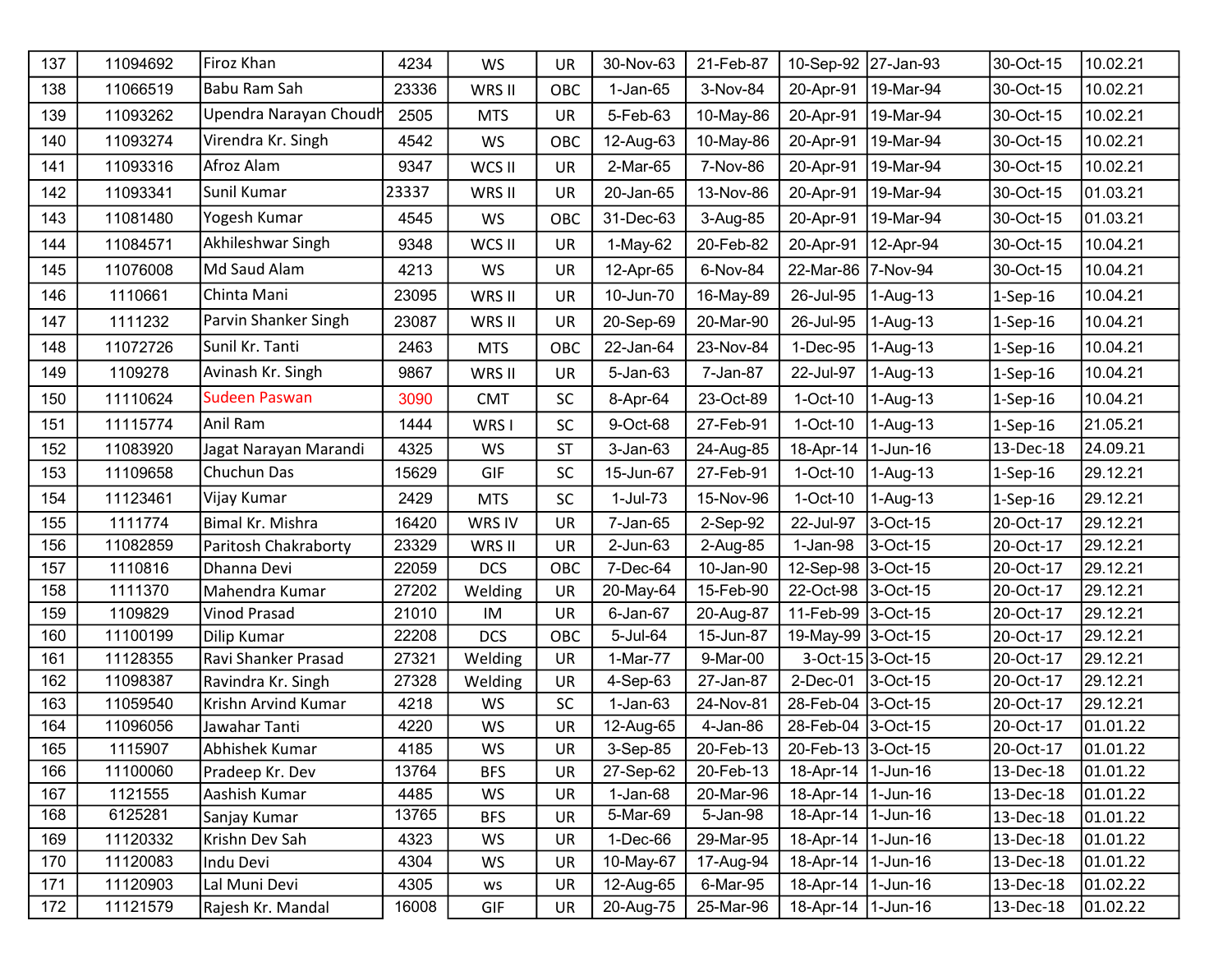| | | | | | | | | | | | |
|---|---|---|---|---|---|---|---|---|---|---|---|
| 137 | 11094692 | Firoz Khan | 4234 | WS | UR | 30-Nov-63 | 21-Feb-87 | 10-Sep-92 | 27-Jan-93 | 30-Oct-15 | 10.02.21 |
| 138 | 11066519 | Babu Ram Sah | 23336 | WRS II | OBC | 1-Jan-65 | 3-Nov-84 | 20-Apr-91 | 19-Mar-94 | 30-Oct-15 | 10.02.21 |
| 139 | 11093262 | Upendra Narayan Choudh | 2505 | MTS | UR | 5-Feb-63 | 10-May-86 | 20-Apr-91 | 19-Mar-94 | 30-Oct-15 | 10.02.21 |
| 140 | 11093274 | Virendra Kr. Singh | 4542 | WS | OBC | 12-Aug-63 | 10-May-86 | 20-Apr-91 | 19-Mar-94 | 30-Oct-15 | 10.02.21 |
| 141 | 11093316 | Afroz Alam | 9347 | WCS II | UR | 2-Mar-65 | 7-Nov-86 | 20-Apr-91 | 19-Mar-94 | 30-Oct-15 | 10.02.21 |
| 142 | 11093341 | Sunil Kumar | 23337 | WRS II | UR | 20-Jan-65 | 13-Nov-86 | 20-Apr-91 | 19-Mar-94 | 30-Oct-15 | 01.03.21 |
| 143 | 11081480 | Yogesh Kumar | 4545 | WS | OBC | 31-Dec-63 | 3-Aug-85 | 20-Apr-91 | 19-Mar-94 | 30-Oct-15 | 01.03.21 |
| 144 | 11084571 | Akhileshwar Singh | 9348 | WCS II | UR | 1-May-62 | 20-Feb-82 | 20-Apr-91 | 12-Apr-94 | 30-Oct-15 | 10.04.21 |
| 145 | 11076008 | Md Saud Alam | 4213 | WS | UR | 12-Apr-65 | 6-Nov-84 | 22-Mar-86 | 7-Nov-94 | 30-Oct-15 | 10.04.21 |
| 146 | 1110661 | Chinta Mani | 23095 | WRS II | UR | 10-Jun-70 | 16-May-89 | 26-Jul-95 | 1-Aug-13 | 1-Sep-16 | 10.04.21 |
| 147 | 1111232 | Parvin Shanker Singh | 23087 | WRS II | UR | 20-Sep-69 | 20-Mar-90 | 26-Jul-95 | 1-Aug-13 | 1-Sep-16 | 10.04.21 |
| 148 | 11072726 | Sunil Kr. Tanti | 2463 | MTS | OBC | 22-Jan-64 | 23-Nov-84 | 1-Dec-95 | 1-Aug-13 | 1-Sep-16 | 10.04.21 |
| 149 | 1109278 | Avinash Kr. Singh | 9867 | WRS II | UR | 5-Jan-63 | 7-Jan-87 | 22-Jul-97 | 1-Aug-13 | 1-Sep-16 | 10.04.21 |
| 150 | 11110624 | Sudeen Paswan | 3090 | CMT | SC | 8-Apr-64 | 23-Oct-89 | 1-Oct-10 | 1-Aug-13 | 1-Sep-16 | 10.04.21 |
| 151 | 11115774 | Anil Ram | 1444 | WRS I | SC | 9-Oct-68 | 27-Feb-91 | 1-Oct-10 | 1-Aug-13 | 1-Sep-16 | 21.05.21 |
| 152 | 11083920 | Jagat Narayan Marandi | 4325 | WS | ST | 3-Jan-63 | 24-Aug-85 | 18-Apr-14 | 1-Jun-16 | 13-Dec-18 | 24.09.21 |
| 153 | 11109658 | Chuchun Das | 15629 | GIF | SC | 15-Jun-67 | 27-Feb-91 | 1-Oct-10 | 1-Aug-13 | 1-Sep-16 | 29.12.21 |
| 154 | 11123461 | Vijay Kumar | 2429 | MTS | SC | 1-Jul-73 | 15-Nov-96 | 1-Oct-10 | 1-Aug-13 | 1-Sep-16 | 29.12.21 |
| 155 | 1111774 | Bimal Kr. Mishra | 16420 | WRS IV | UR | 7-Jan-65 | 2-Sep-92 | 22-Jul-97 | 3-Oct-15 | 20-Oct-17 | 29.12.21 |
| 156 | 11082859 | Paritosh Chakraborty | 23329 | WRS II | UR | 2-Jun-63 | 2-Aug-85 | 1-Jan-98 | 3-Oct-15 | 20-Oct-17 | 29.12.21 |
| 157 | 1110816 | Dhanna Devi | 22059 | DCS | OBC | 7-Dec-64 | 10-Jan-90 | 12-Sep-98 | 3-Oct-15 | 20-Oct-17 | 29.12.21 |
| 158 | 1111370 | Mahendra Kumar | 27202 | Welding | UR | 20-May-64 | 15-Feb-90 | 22-Oct-98 | 3-Oct-15 | 20-Oct-17 | 29.12.21 |
| 159 | 1109829 | Vinod Prasad | 21010 | IM | UR | 6-Jan-67 | 20-Aug-87 | 11-Feb-99 | 3-Oct-15 | 20-Oct-17 | 29.12.21 |
| 160 | 11100199 | Dilip Kumar | 22208 | DCS | OBC | 5-Jul-64 | 15-Jun-87 | 19-May-99 | 3-Oct-15 | 20-Oct-17 | 29.12.21 |
| 161 | 11128355 | Ravi Shanker Prasad | 27321 | Welding | UR | 1-Mar-77 | 9-Mar-00 | 3-Oct-15 | 3-Oct-15 | 20-Oct-17 | 29.12.21 |
| 162 | 11098387 | Ravindra Kr. Singh | 27328 | Welding | UR | 4-Sep-63 | 27-Jan-87 | 2-Dec-01 | 3-Oct-15 | 20-Oct-17 | 29.12.21 |
| 163 | 11059540 | Krishn Arvind Kumar | 4218 | WS | SC | 1-Jan-63 | 24-Nov-81 | 28-Feb-04 | 3-Oct-15 | 20-Oct-17 | 29.12.21 |
| 164 | 11096056 | Jawahar Tanti | 4220 | WS | UR | 12-Aug-65 | 4-Jan-86 | 28-Feb-04 | 3-Oct-15 | 20-Oct-17 | 01.01.22 |
| 165 | 1115907 | Abhishek Kumar | 4185 | WS | UR | 3-Sep-85 | 20-Feb-13 | 20-Feb-13 | 3-Oct-15 | 20-Oct-17 | 01.01.22 |
| 166 | 11100060 | Pradeep Kr. Dev | 13764 | BFS | UR | 27-Sep-62 | 20-Feb-13 | 18-Apr-14 | 1-Jun-16 | 13-Dec-18 | 01.01.22 |
| 167 | 1121555 | Aashish Kumar | 4485 | WS | UR | 1-Jan-68 | 20-Mar-96 | 18-Apr-14 | 1-Jun-16 | 13-Dec-18 | 01.01.22 |
| 168 | 6125281 | Sanjay Kumar | 13765 | BFS | UR | 5-Mar-69 | 5-Jan-98 | 18-Apr-14 | 1-Jun-16 | 13-Dec-18 | 01.01.22 |
| 169 | 11120332 | Krishn Dev Sah | 4323 | WS | UR | 1-Dec-66 | 29-Mar-95 | 18-Apr-14 | 1-Jun-16 | 13-Dec-18 | 01.01.22 |
| 170 | 11120083 | Indu Devi | 4304 | WS | UR | 10-May-67 | 17-Aug-94 | 18-Apr-14 | 1-Jun-16 | 13-Dec-18 | 01.01.22 |
| 171 | 11120903 | Lal Muni Devi | 4305 | ws | UR | 12-Aug-65 | 6-Mar-95 | 18-Apr-14 | 1-Jun-16 | 13-Dec-18 | 01.02.22 |
| 172 | 11121579 | Rajesh Kr. Mandal | 16008 | GIF | UR | 20-Aug-75 | 25-Mar-96 | 18-Apr-14 | 1-Jun-16 | 13-Dec-18 | 01.02.22 |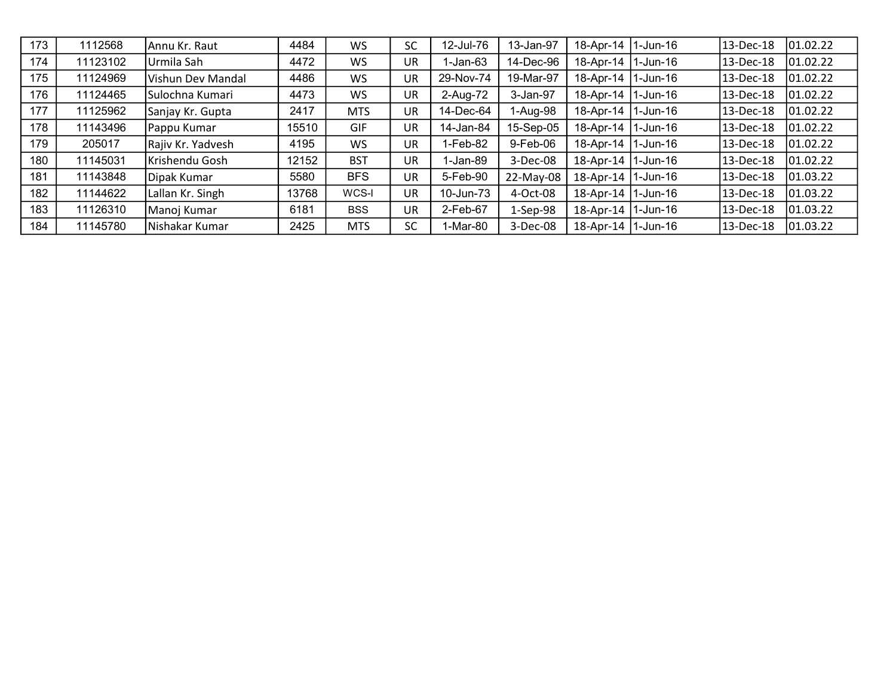| | | | | | | | | | | | |
|---|---|---|---|---|---|---|---|---|---|---|---|
| 173 | 1112568 | Annu Kr. Raut | 4484 | WS | SC | 12-Jul-76 | 13-Jan-97 | 18-Apr-14 | 1-Jun-16 | 13-Dec-18 | 01.02.22 |
| 174 | 11123102 | Urmila Sah | 4472 | WS | UR | 1-Jan-63 | 14-Dec-96 | 18-Apr-14 | 1-Jun-16 | 13-Dec-18 | 01.02.22 |
| 175 | 11124969 | Vishun Dev Mandal | 4486 | WS | UR | 29-Nov-74 | 19-Mar-97 | 18-Apr-14 | 1-Jun-16 | 13-Dec-18 | 01.02.22 |
| 176 | 11124465 | Sulochna Kumari | 4473 | WS | UR | 2-Aug-72 | 3-Jan-97 | 18-Apr-14 | 1-Jun-16 | 13-Dec-18 | 01.02.22 |
| 177 | 11125962 | Sanjay Kr. Gupta | 2417 | MTS | UR | 14-Dec-64 | 1-Aug-98 | 18-Apr-14 | 1-Jun-16 | 13-Dec-18 | 01.02.22 |
| 178 | 11143496 | Pappu Kumar | 15510 | GIF | UR | 14-Jan-84 | 15-Sep-05 | 18-Apr-14 | 1-Jun-16 | 13-Dec-18 | 01.02.22 |
| 179 | 205017 | Rajiv Kr. Yadvesh | 4195 | WS | UR | 1-Feb-82 | 9-Feb-06 | 18-Apr-14 | 1-Jun-16 | 13-Dec-18 | 01.02.22 |
| 180 | 11145031 | Krishendu Gosh | 12152 | BST | UR | 1-Jan-89 | 3-Dec-08 | 18-Apr-14 | 1-Jun-16 | 13-Dec-18 | 01.02.22 |
| 181 | 11143848 | Dipak Kumar | 5580 | BFS | UR | 5-Feb-90 | 22-May-08 | 18-Apr-14 | 1-Jun-16 | 13-Dec-18 | 01.03.22 |
| 182 | 11144622 | Lallan Kr. Singh | 13768 | WCS-I | UR | 10-Jun-73 | 4-Oct-08 | 18-Apr-14 | 1-Jun-16 | 13-Dec-18 | 01.03.22 |
| 183 | 11126310 | Manoj Kumar | 6181 | BSS | UR | 2-Feb-67 | 1-Sep-98 | 18-Apr-14 | 1-Jun-16 | 13-Dec-18 | 01.03.22 |
| 184 | 11145780 | Nishakar Kumar | 2425 | MTS | SC | 1-Mar-80 | 3-Dec-08 | 18-Apr-14 | 1-Jun-16 | 13-Dec-18 | 01.03.22 |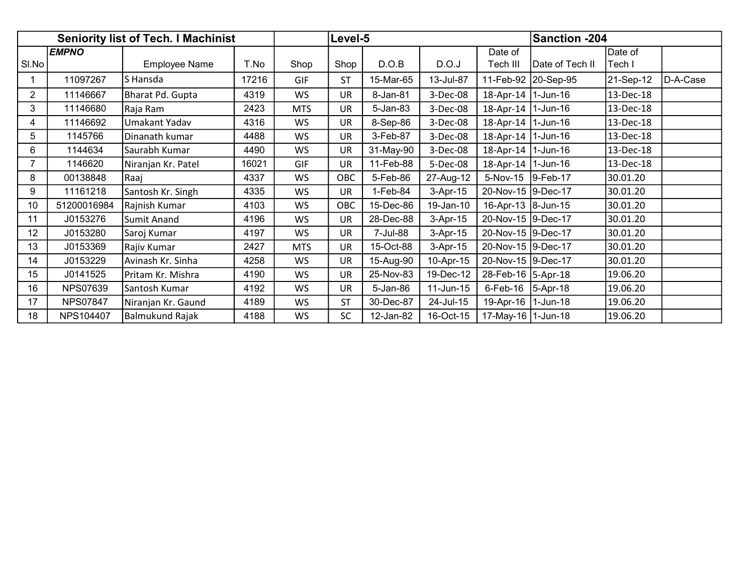| Seniority list of Tech. I Machinist | | | | | Level-5 | | | | Sanction -204 | | |
|---|---|---|---|---|---|---|---|---|---|---|---|
| Sl.No | *EMPNO* | Employee Name | T.No | Shop | Shop | D.O.B | D.O.J | Date of Tech III | Date of Tech II | Date of Tech I | |
| 1 | 11097267 | S Hansda | 17216 | GIF | ST | 15-Mar-65 | 13-Jul-87 | 11-Feb-92 | 20-Sep-95 | 21-Sep-12 | D-A-Case |
| 2 | 11146667 | Bharat Pd. Gupta | 4319 | WS | UR | 8-Jan-81 | 3-Dec-08 | 18-Apr-14 | 1-Jun-16 | 13-Dec-18 | |
| 3 | 11146680 | Raja Ram | 2423 | MTS | UR | 5-Jan-83 | 3-Dec-08 | 18-Apr-14 | 1-Jun-16 | 13-Dec-18 | |
| 4 | 11146692 | Umakant Yadav | 4316 | WS | UR | 8-Sep-86 | 3-Dec-08 | 18-Apr-14 | 1-Jun-16 | 13-Dec-18 | |
| 5 | 1145766 | Dinanath kumar | 4488 | WS | UR | 3-Feb-87 | 3-Dec-08 | 18-Apr-14 | 1-Jun-16 | 13-Dec-18 | |
| 6 | 1144634 | Saurabh Kumar | 4490 | WS | UR | 31-May-90 | 3-Dec-08 | 18-Apr-14 | 1-Jun-16 | 13-Dec-18 | |
| 7 | 1146620 | Niranjan Kr. Patel | 16021 | GIF | UR | 11-Feb-88 | 5-Dec-08 | 18-Apr-14 | 1-Jun-16 | 13-Dec-18 | |
| 8 | 00138848 | Raaj | 4337 | WS | OBC | 5-Feb-86 | 27-Aug-12 | 5-Nov-15 | 9-Feb-17 | 30.01.20 | |
| 9 | 11161218 | Santosh Kr. Singh | 4335 | WS | UR | 1-Feb-84 | 3-Apr-15 | 20-Nov-15 | 9-Dec-17 | 30.01.20 | |
| 10 | 51200016984 | Rajnish Kumar | 4103 | WS | OBC | 15-Dec-86 | 19-Jan-10 | 16-Apr-13 | 8-Jun-15 | 30.01.20 | |
| 11 | J0153276 | Sumit Anand | 4196 | WS | UR | 28-Dec-88 | 3-Apr-15 | 20-Nov-15 | 9-Dec-17 | 30.01.20 | |
| 12 | J0153280 | Saroj Kumar | 4197 | WS | UR | 7-Jul-88 | 3-Apr-15 | 20-Nov-15 | 9-Dec-17 | 30.01.20 | |
| 13 | J0153369 | Rajiv Kumar | 2427 | MTS | UR | 15-Oct-88 | 3-Apr-15 | 20-Nov-15 | 9-Dec-17 | 30.01.20 | |
| 14 | J0153229 | Avinash Kr. Sinha | 4258 | WS | UR | 15-Aug-90 | 10-Apr-15 | 20-Nov-15 | 9-Dec-17 | 30.01.20 | |
| 15 | J0141525 | Pritam Kr. Mishra | 4190 | WS | UR | 25-Nov-83 | 19-Dec-12 | 28-Feb-16 | 5-Apr-18 | 19.06.20 | |
| 16 | NPS07639 | Santosh Kumar | 4192 | WS | UR | 5-Jan-86 | 11-Jun-15 | 6-Feb-16 | 5-Apr-18 | 19.06.20 | |
| 17 | NPS07847 | Niranjan Kr. Gaund | 4189 | WS | ST | 30-Dec-87 | 24-Jul-15 | 19-Apr-16 | 1-Jun-18 | 19.06.20 | |
| 18 | NPS104407 | Balmukund Rajak | 4188 | WS | SC | 12-Jan-82 | 16-Oct-15 | 17-May-16 | 1-Jun-18 | 19.06.20 | |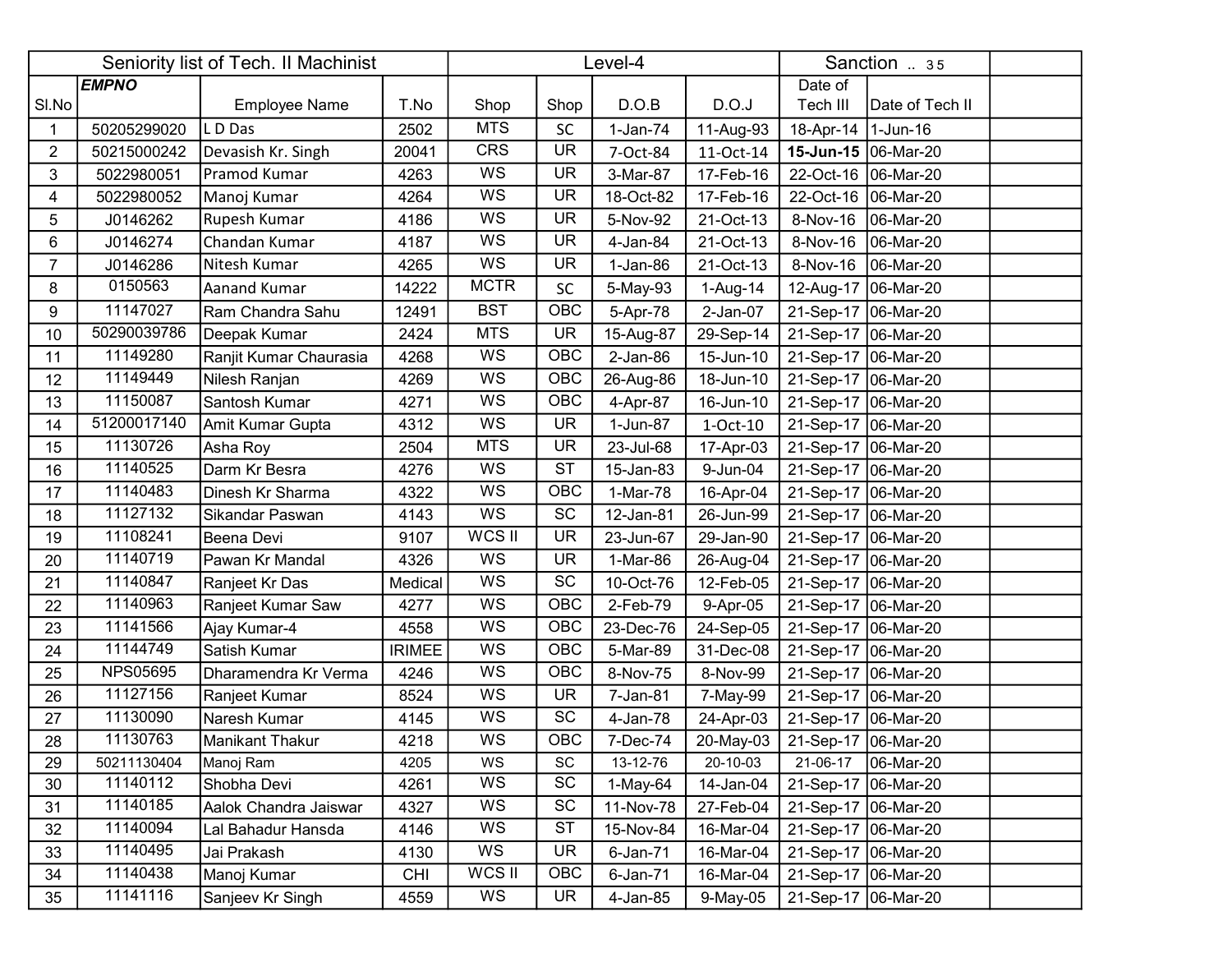| Seniority list of Tech. II Machinist | | | | Level-4 | | | | Sanction .. 35 | | |
|---|---|---|---|---|---|---|---|---|---|---|
| Sl.No | ***EMPNO*** | Employee Name | T.No | Shop | Shop | D.O.B | D.O.J | Date of Tech III | Date of Tech II | |
| 1 | 50205299020 | L D Das | 2502 | MTS | SC | 1-Jan-74 | 11-Aug-93 | 18-Apr-14 | 1-Jun-16 | |
| 2 | 50215000242 | Devasish Kr. Singh | 20041 | CRS | UR | 7-Oct-84 | 11-Oct-14 | **15-Jun-15** | 06-Mar-20 | |
| 3 | 5022980051 | Pramod Kumar | 4263 | WS | UR | 3-Mar-87 | 17-Feb-16 | 22-Oct-16 | 06-Mar-20 | |
| 4 | 5022980052 | Manoj Kumar | 4264 | WS | UR | 18-Oct-82 | 17-Feb-16 | 22-Oct-16 | 06-Mar-20 | |
| 5 | J0146262 | Rupesh Kumar | 4186 | WS | UR | 5-Nov-92 | 21-Oct-13 | 8-Nov-16 | 06-Mar-20 | |
| 6 | J0146274 | Chandan Kumar | 4187 | WS | UR | 4-Jan-84 | 21-Oct-13 | 8-Nov-16 | 06-Mar-20 | |
| 7 | J0146286 | Nitesh Kumar | 4265 | WS | UR | 1-Jan-86 | 21-Oct-13 | 8-Nov-16 | 06-Mar-20 | |
| 8 | 0150563 | Aanand Kumar | 14222 | MCTR | SC | 5-May-93 | 1-Aug-14 | 12-Aug-17 | 06-Mar-20 | |
| 9 | 11147027 | Ram Chandra Sahu | 12491 | BST | OBC | 5-Apr-78 | 2-Jan-07 | 21-Sep-17 | 06-Mar-20 | |
| 10 | 50290039786 | Deepak Kumar | 2424 | MTS | UR | 15-Aug-87 | 29-Sep-14 | 21-Sep-17 | 06-Mar-20 | |
| 11 | 11149280 | Ranjit Kumar Chaurasia | 4268 | WS | OBC | 2-Jan-86 | 15-Jun-10 | 21-Sep-17 | 06-Mar-20 | |
| 12 | 11149449 | Nilesh Ranjan | 4269 | WS | OBC | 26-Aug-86 | 18-Jun-10 | 21-Sep-17 | 06-Mar-20 | |
| 13 | 11150087 | Santosh Kumar | 4271 | WS | OBC | 4-Apr-87 | 16-Jun-10 | 21-Sep-17 | 06-Mar-20 | |
| 14 | 51200017140 | Amit Kumar Gupta | 4312 | WS | UR | 1-Jun-87 | 1-Oct-10 | 21-Sep-17 | 06-Mar-20 | |
| 15 | 11130726 | Asha Roy | 2504 | MTS | UR | 23-Jul-68 | 17-Apr-03 | 21-Sep-17 | 06-Mar-20 | |
| 16 | 11140525 | Darm Kr Besra | 4276 | WS | ST | 15-Jan-83 | 9-Jun-04 | 21-Sep-17 | 06-Mar-20 | |
| 17 | 11140483 | Dinesh Kr Sharma | 4322 | WS | OBC | 1-Mar-78 | 16-Apr-04 | 21-Sep-17 | 06-Mar-20 | |
| 18 | 11127132 | Sikandar Paswan | 4143 | WS | SC | 12-Jan-81 | 26-Jun-99 | 21-Sep-17 | 06-Mar-20 | |
| 19 | 11108241 | Beena Devi | 9107 | WCS II | UR | 23-Jun-67 | 29-Jan-90 | 21-Sep-17 | 06-Mar-20 | |
| 20 | 11140719 | Pawan Kr Mandal | 4326 | WS | UR | 1-Mar-86 | 26-Aug-04 | 21-Sep-17 | 06-Mar-20 | |
| 21 | 11140847 | Ranjeet Kr Das | Medical | WS | SC | 10-Oct-76 | 12-Feb-05 | 21-Sep-17 | 06-Mar-20 | |
| 22 | 11140963 | Ranjeet Kumar Saw | 4277 | WS | OBC | 2-Feb-79 | 9-Apr-05 | 21-Sep-17 | 06-Mar-20 | |
| 23 | 11141566 | Ajay Kumar-4 | 4558 | WS | OBC | 23-Dec-76 | 24-Sep-05 | 21-Sep-17 | 06-Mar-20 | |
| 24 | 11144749 | Satish Kumar | IRIMEE | WS | OBC | 5-Mar-89 | 31-Dec-08 | 21-Sep-17 | 06-Mar-20 | |
| 25 | NPS05695 | Dharamendra Kr Verma | 4246 | WS | OBC | 8-Nov-75 | 8-Nov-99 | 21-Sep-17 | 06-Mar-20 | |
| 26 | 11127156 | Ranjeet Kumar | 8524 | WS | UR | 7-Jan-81 | 7-May-99 | 21-Sep-17 | 06-Mar-20 | |
| 27 | 11130090 | Naresh Kumar | 4145 | WS | SC | 4-Jan-78 | 24-Apr-03 | 21-Sep-17 | 06-Mar-20 | |
| 28 | 11130763 | Manikant Thakur | 4218 | WS | OBC | 7-Dec-74 | 20-May-03 | 21-Sep-17 | 06-Mar-20 | |
| 29 | 50211130404 | Manoj Ram | 4205 | WS | SC | 13-12-76 | 20-10-03 | 21-06-17 | 06-Mar-20 | |
| 30 | 11140112 | Shobha Devi | 4261 | WS | SC | 1-May-64 | 14-Jan-04 | 21-Sep-17 | 06-Mar-20 | |
| 31 | 11140185 | Aalok Chandra Jaiswar | 4327 | WS | SC | 11-Nov-78 | 27-Feb-04 | 21-Sep-17 | 06-Mar-20 | |
| 32 | 11140094 | Lal Bahadur Hansda | 4146 | WS | ST | 15-Nov-84 | 16-Mar-04 | 21-Sep-17 | 06-Mar-20 | |
| 33 | 11140495 | Jai Prakash | 4130 | WS | UR | 6-Jan-71 | 16-Mar-04 | 21-Sep-17 | 06-Mar-20 | |
| 34 | 11140438 | Manoj Kumar | CHI | WCS II | OBC | 6-Jan-71 | 16-Mar-04 | 21-Sep-17 | 06-Mar-20 | |
| 35 | 11141116 | Sanjeev Kr Singh | 4559 | WS | UR | 4-Jan-85 | 9-May-05 | 21-Sep-17 | 06-Mar-20 | |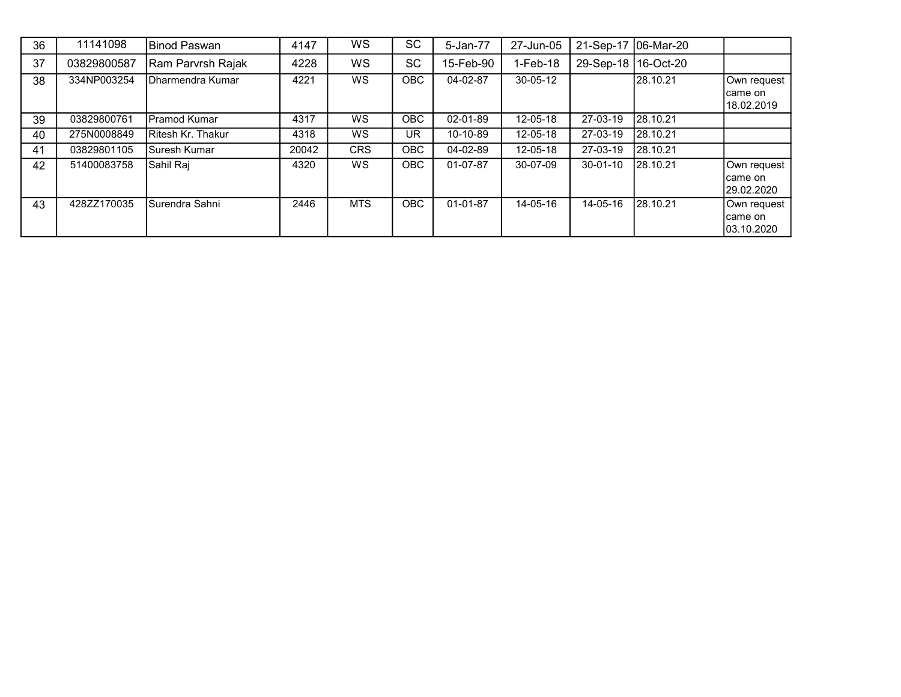| 36 | 11141098 | Binod Paswan | 4147 | WS | SC | 5-Jan-77 | 27-Jun-05 | 21-Sep-17 | 06-Mar-20 | |
|---|---|---|---|---|---|---|---|---|---|---|
| 37 | 03829800587 | Ram Parvrsh Rajak | 4228 | WS | SC | 15-Feb-90 | 1-Feb-18 | 29-Sep-18 | 16-Oct-20 | |
| 38 | 334NP003254 | Dharmendra Kumar | 4221 | WS | OBC | 04-02-87 | 30-05-12 | | 28.10.21 | Own request came on 18.02.2019 |
| 39 | 03829800761 | Pramod Kumar | 4317 | WS | OBC | 02-01-89 | 12-05-18 | 27-03-19 | 28.10.21 | |
| 40 | 275N0008849 | Ritesh Kr. Thakur | 4318 | WS | UR | 10-10-89 | 12-05-18 | 27-03-19 | 28.10.21 | |
| 41 | 03829801105 | Suresh Kumar | 20042 | CRS | OBC | 04-02-89 | 12-05-18 | 27-03-19 | 28.10.21 | |
| 42 | 51400083758 | Sahil Raj | 4320 | WS | OBC | 01-07-87 | 30-07-09 | 30-01-10 | 28.10.21 | Own request came on 29.02.2020 |
| 43 | 428ZZ170035 | Surendra Sahni | 2446 | MTS | OBC | 01-01-87 | 14-05-16 | 14-05-16 | 28.10.21 | Own request came on 03.10.2020 |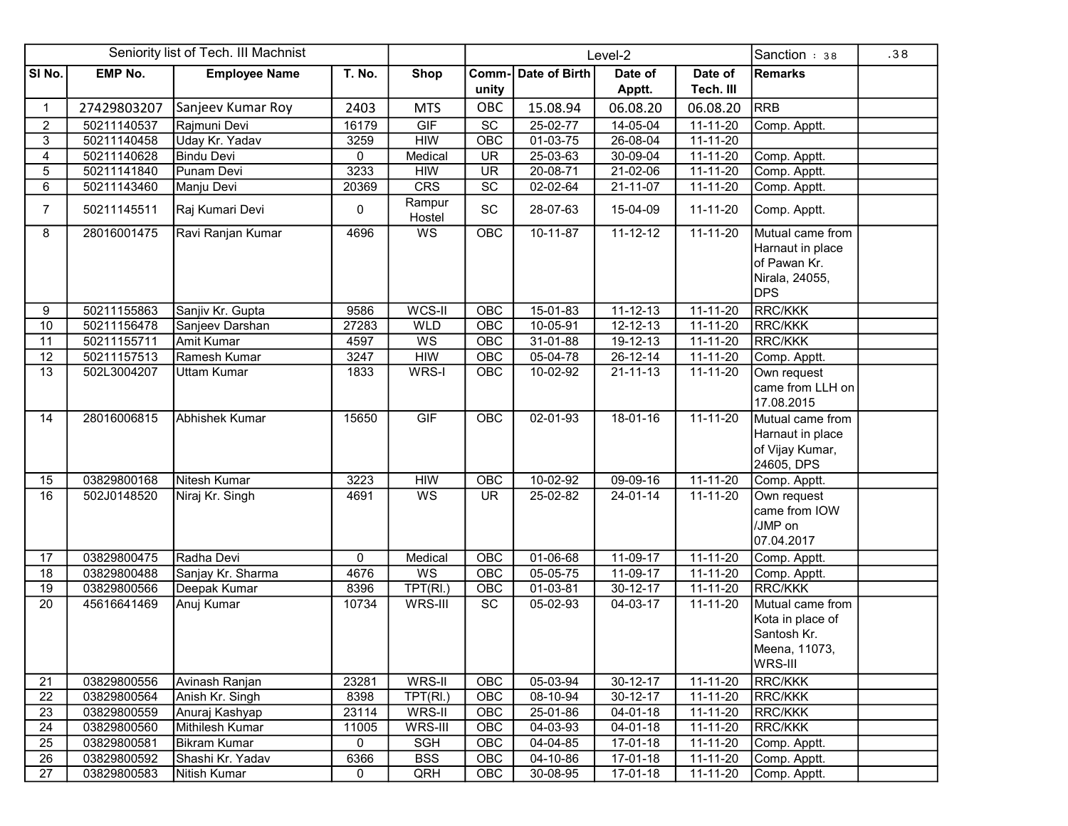| Seniority list of Tech. III Machnist | | | | | Level-2 | | | | Sanction : 38 | .38 |
|---|---|---|---|---|---|---|---|---|---|---|
| Sl No. | EMP No. | Employee Name | T. No. | Shop | Comm-unity | Date of Birth | Date of Apptt. | Date of Tech. III | Remarks | |
| 1 | 27429803207 | Sanjeev Kumar Roy | 2403 | MTS | OBC | 15.08.94 | 06.08.20 | 06.08.20 | RRB | |
| 2 | 50211140537 | Rajmuni Devi | 16179 | GIF | SC | 25-02-77 | 14-05-04 | 11-11-20 | Comp. Apptt. | |
| 3 | 50211140458 | Uday Kr. Yadav | 3259 | HIW | OBC | 01-03-75 | 26-08-04 | 11-11-20 | | |
| 4 | 50211140628 | Bindu Devi | 0 | Medical | UR | 25-03-63 | 30-09-04 | 11-11-20 | Comp. Apptt. | |
| 5 | 50211141840 | Punam Devi | 3233 | HIW | UR | 20-08-71 | 21-02-06 | 11-11-20 | Comp. Apptt. | |
| 6 | 50211143460 | Manju Devi | 20369 | CRS | SC | 02-02-64 | 21-11-07 | 11-11-20 | Comp. Apptt. | |
| 7 | 50211145511 | Raj Kumari Devi | 0 | Rampur Hostel | SC | 28-07-63 | 15-04-09 | 11-11-20 | Comp. Apptt. | |
| 8 | 28016001475 | Ravi Ranjan Kumar | 4696 | WS | OBC | 10-11-87 | 11-12-12 | 11-11-20 | Mutual came from Harnaut in place of Pawan Kr. Nirala, 24055, DPS | |
| 9 | 50211155863 | Sanjiv Kr. Gupta | 9586 | WCS-II | OBC | 15-01-83 | 11-12-13 | 11-11-20 | RRC/KKK | |
| 10 | 50211156478 | Sanjeev Darshan | 27283 | WLD | OBC | 10-05-91 | 12-12-13 | 11-11-20 | RRC/KKK | |
| 11 | 50211155711 | Amit Kumar | 4597 | WS | OBC | 31-01-88 | 19-12-13 | 11-11-20 | RRC/KKK | |
| 12 | 50211157513 | Ramesh Kumar | 3247 | HIW | OBC | 05-04-78 | 26-12-14 | 11-11-20 | Comp. Apptt. | |
| 13 | 502L3004207 | Uttam Kumar | 1833 | WRS-I | OBC | 10-02-92 | 21-11-13 | 11-11-20 | Own request came from LLH on 17.08.2015 | |
| 14 | 28016006815 | Abhishek Kumar | 15650 | GIF | OBC | 02-01-93 | 18-01-16 | 11-11-20 | Mutual came from Harnaut in place of Vijay Kumar, 24605, DPS | |
| 15 | 03829800168 | Nitesh Kumar | 3223 | HIW | OBC | 10-02-92 | 09-09-16 | 11-11-20 | Comp. Apptt. | |
| 16 | 502J0148520 | Niraj Kr. Singh | 4691 | WS | UR | 25-02-82 | 24-01-14 | 11-11-20 | Own request came from IOW /JMP on 07.04.2017 | |
| 17 | 03829800475 | Radha Devi | 0 | Medical | OBC | 01-06-68 | 11-09-17 | 11-11-20 | Comp. Apptt. | |
| 18 | 03829800488 | Sanjay Kr. Sharma | 4676 | WS | OBC | 05-05-75 | 11-09-17 | 11-11-20 | Comp. Apptt. | |
| 19 | 03829800566 | Deepak Kumar | 8396 | TPT(Rl.) | OBC | 01-03-81 | 30-12-17 | 11-11-20 | RRC/KKK | |
| 20 | 45616641469 | Anuj Kumar | 10734 | WRS-III | SC | 05-02-93 | 04-03-17 | 11-11-20 | Mutual came from Kota in place of Santosh Kr. Meena, 11073, WRS-III | |
| 21 | 03829800556 | Avinash Ranjan | 23281 | WRS-II | OBC | 05-03-94 | 30-12-17 | 11-11-20 | RRC/KKK | |
| 22 | 03829800564 | Anish Kr. Singh | 8398 | TPT(Rl.) | OBC | 08-10-94 | 30-12-17 | 11-11-20 | RRC/KKK | |
| 23 | 03829800559 | Anuraj Kashyap | 23114 | WRS-II | OBC | 25-01-86 | 04-01-18 | 11-11-20 | RRC/KKK | |
| 24 | 03829800560 | Mithilesh Kumar | 11005 | WRS-III | OBC | 04-03-93 | 04-01-18 | 11-11-20 | RRC/KKK | |
| 25 | 03829800581 | Bikram Kumar | 0 | SGH | OBC | 04-04-85 | 17-01-18 | 11-11-20 | Comp. Apptt. | |
| 26 | 03829800592 | Shashi Kr. Yadav | 6366 | BSS | OBC | 04-10-86 | 17-01-18 | 11-11-20 | Comp. Apptt. | |
| 27 | 03829800583 | Nitish Kumar | 0 | QRH | OBC | 30-08-95 | 17-01-18 | 11-11-20 | Comp. Apptt. | |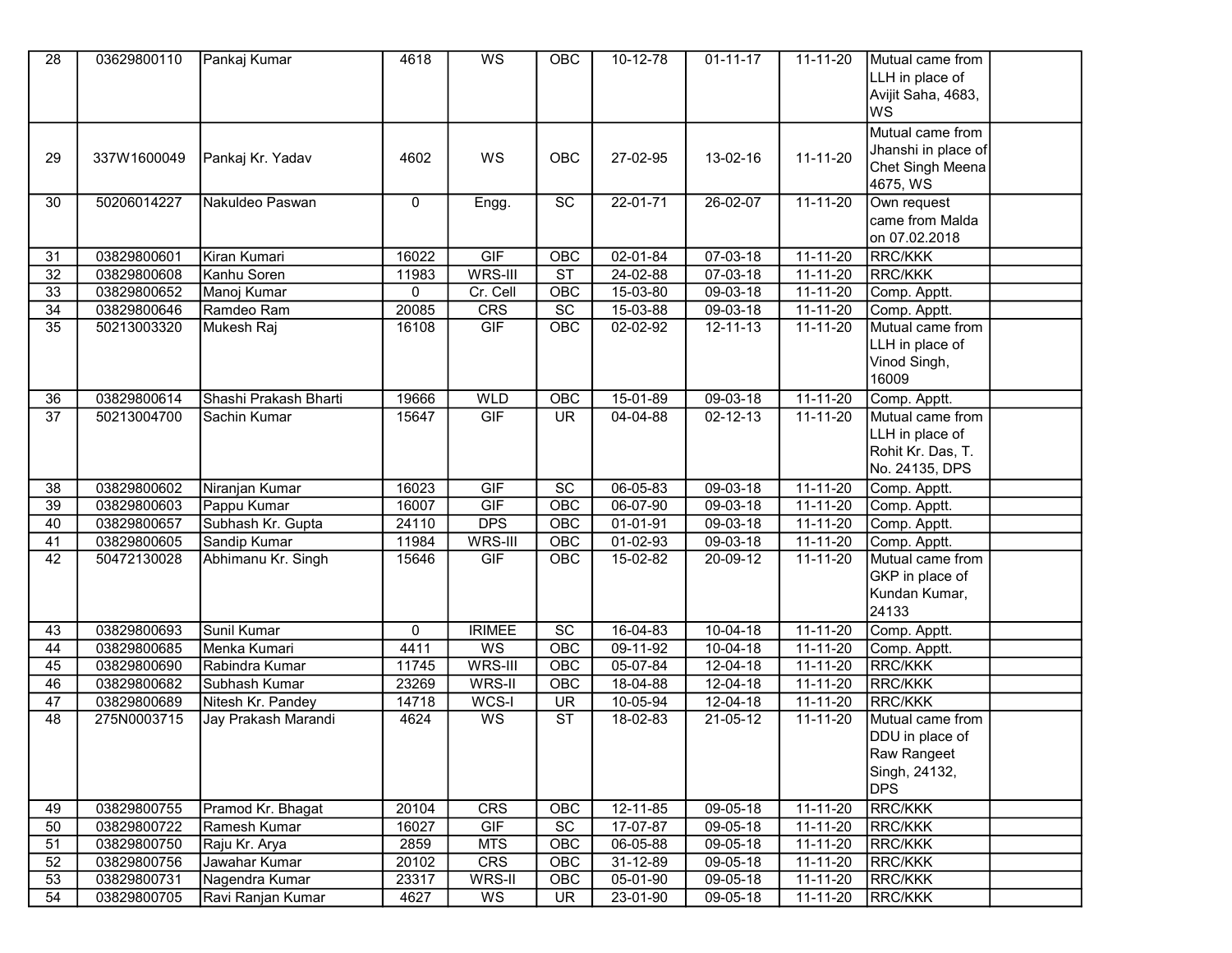| 28 | 03629800110 | Pankaj Kumar | 4618 | WS | OBC | 10-12-78 | 01-11-17 | 11-11-20 | Mutual came from LLH in place of Avijit Saha, 4683, WS | |
|---|---|---|---|---|---|---|---|---|---|---|
| 29 | 337W1600049 | Pankaj Kr. Yadav | 4602 | WS | OBC | 27-02-95 | 13-02-16 | 11-11-20 | Mutual came from Jhanshi in place of Chet Singh Meena 4675, WS | |
| 30 | 50206014227 | Nakuldeo Paswan | 0 | Engg. | SC | 22-01-71 | 26-02-07 | 11-11-20 | Own request came from Malda on 07.02.2018 | |
| 31 | 03829800601 | Kiran Kumari | 16022 | GIF | OBC | 02-01-84 | 07-03-18 | 11-11-20 | RRC/KKK | |
| 32 | 03829800608 | Kanhu Soren | 11983 | WRS-III | ST | 24-02-88 | 07-03-18 | 11-11-20 | RRC/KKK | |
| 33 | 03829800652 | Manoj Kumar | 0 | Cr. Cell | OBC | 15-03-80 | 09-03-18 | 11-11-20 | Comp. Apptt. | |
| 34 | 03829800646 | Ramdeo Ram | 20085 | CRS | SC | 15-03-88 | 09-03-18 | 11-11-20 | Comp. Apptt. | |
| 35 | 50213003320 | Mukesh Raj | 16108 | GIF | OBC | 02-02-92 | 12-11-13 | 11-11-20 | Mutual came from LLH in place of Vinod Singh, 16009 | |
| 36 | 03829800614 | Shashi Prakash Bharti | 19666 | WLD | OBC | 15-01-89 | 09-03-18 | 11-11-20 | Comp. Apptt. | |
| 37 | 50213004700 | Sachin Kumar | 15647 | GIF | UR | 04-04-88 | 02-12-13 | 11-11-20 | Mutual came from LLH in place of Rohit Kr. Das, T. No. 24135, DPS | |
| 38 | 03829800602 | Niranjan Kumar | 16023 | GIF | SC | 06-05-83 | 09-03-18 | 11-11-20 | Comp. Apptt. | |
| 39 | 03829800603 | Pappu Kumar | 16007 | GIF | OBC | 06-07-90 | 09-03-18 | 11-11-20 | Comp. Apptt. | |
| 40 | 03829800657 | Subhash Kr. Gupta | 24110 | DPS | OBC | 01-01-91 | 09-03-18 | 11-11-20 | Comp. Apptt. | |
| 41 | 03829800605 | Sandip Kumar | 11984 | WRS-III | OBC | 01-02-93 | 09-03-18 | 11-11-20 | Comp. Apptt. | |
| 42 | 50472130028 | Abhimanu Kr. Singh | 15646 | GIF | OBC | 15-02-82 | 20-09-12 | 11-11-20 | Mutual came from GKP in place of Kundan Kumar, 24133 | |
| 43 | 03829800693 | Sunil Kumar | 0 | IRIMEE | SC | 16-04-83 | 10-04-18 | 11-11-20 | Comp. Apptt. | |
| 44 | 03829800685 | Menka Kumari | 4411 | WS | OBC | 09-11-92 | 10-04-18 | 11-11-20 | Comp. Apptt. | |
| 45 | 03829800690 | Rabindra Kumar | 11745 | WRS-III | OBC | 05-07-84 | 12-04-18 | 11-11-20 | RRC/KKK | |
| 46 | 03829800682 | Subhash Kumar | 23269 | WRS-II | OBC | 18-04-88 | 12-04-18 | 11-11-20 | RRC/KKK | |
| 47 | 03829800689 | Nitesh Kr. Pandey | 14718 | WCS-I | UR | 10-05-94 | 12-04-18 | 11-11-20 | RRC/KKK | |
| 48 | 275N0003715 | Jay Prakash Marandi | 4624 | WS | ST | 18-02-83 | 21-05-12 | 11-11-20 | Mutual came from DDU in place of Raw Rangeet Singh, 24132, DPS | |
| 49 | 03829800755 | Pramod Kr. Bhagat | 20104 | CRS | OBC | 12-11-85 | 09-05-18 | 11-11-20 | RRC/KKK | |
| 50 | 03829800722 | Ramesh Kumar | 16027 | GIF | SC | 17-07-87 | 09-05-18 | 11-11-20 | RRC/KKK | |
| 51 | 03829800750 | Raju Kr. Arya | 2859 | MTS | OBC | 06-05-88 | 09-05-18 | 11-11-20 | RRC/KKK | |
| 52 | 03829800756 | Jawahar Kumar | 20102 | CRS | OBC | 31-12-89 | 09-05-18 | 11-11-20 | RRC/KKK | |
| 53 | 03829800731 | Nagendra Kumar | 23317 | WRS-II | OBC | 05-01-90 | 09-05-18 | 11-11-20 | RRC/KKK | |
| 54 | 03829800705 | Ravi Ranjan Kumar | 4627 | WS | UR | 23-01-90 | 09-05-18 | 11-11-20 | RRC/KKK | |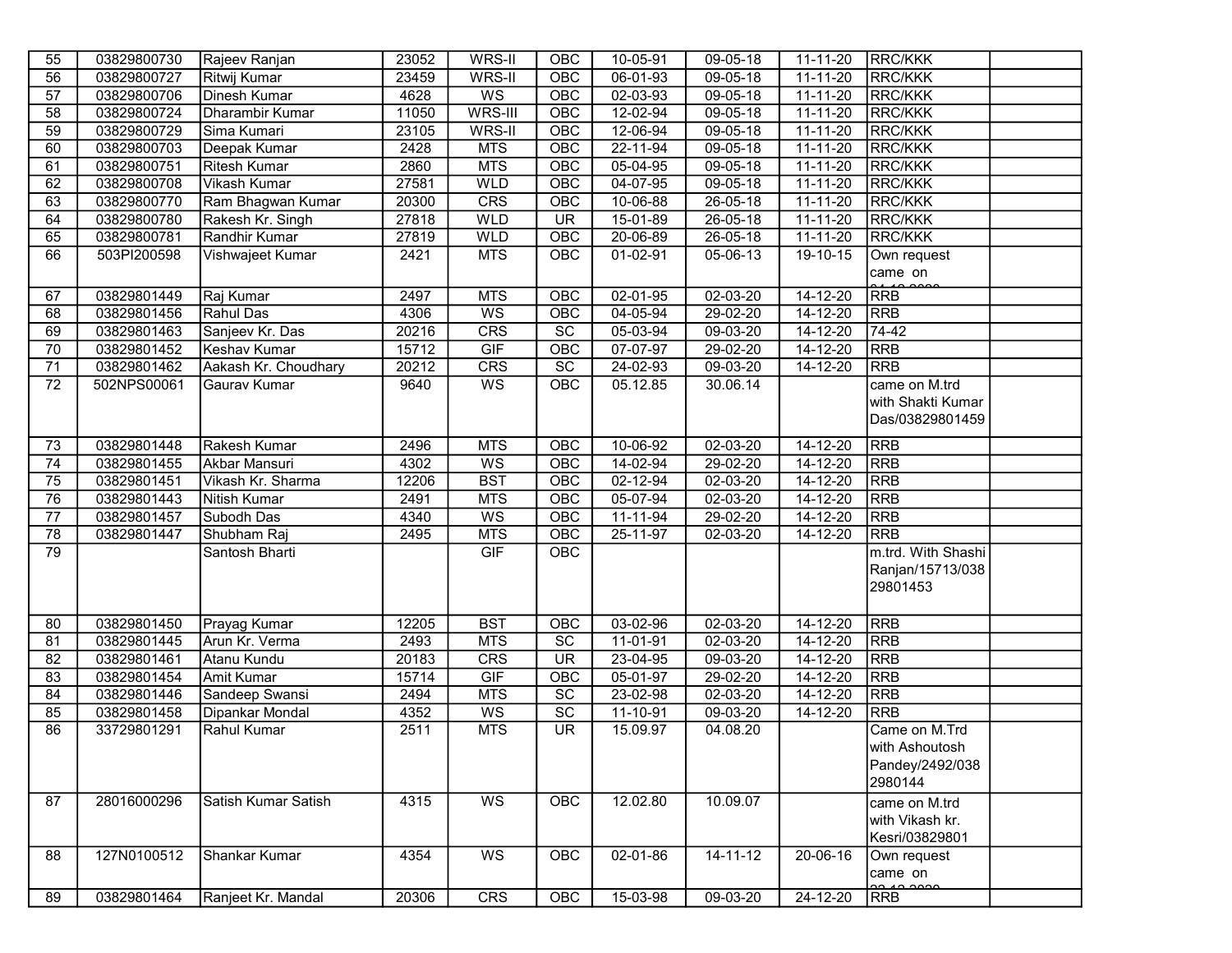| 55 | 03829800730 | Rajeev Ranjan | 23052 | WRS-II | OBC | 10-05-91 | 09-05-18 | 11-11-20 | RRC/KKK | |
|---|---|---|---|---|---|---|---|---|---|---|
| 56 | 03829800727 | Ritwij Kumar | 23459 | WRS-II | OBC | 06-01-93 | 09-05-18 | 11-11-20 | RRC/KKK | |
| 57 | 03829800706 | Dinesh Kumar | 4628 | WS | OBC | 02-03-93 | 09-05-18 | 11-11-20 | RRC/KKK | |
| 58 | 03829800724 | Dharambir Kumar | 11050 | WRS-III | OBC | 12-02-94 | 09-05-18 | 11-11-20 | RRC/KKK | |
| 59 | 03829800729 | Sima Kumari | 23105 | WRS-II | OBC | 12-06-94 | 09-05-18 | 11-11-20 | RRC/KKK | |
| 60 | 03829800703 | Deepak Kumar | 2428 | MTS | OBC | 22-11-94 | 09-05-18 | 11-11-20 | RRC/KKK | |
| 61 | 03829800751 | Ritesh Kumar | 2860 | MTS | OBC | 05-04-95 | 09-05-18 | 11-11-20 | RRC/KKK | |
| 62 | 03829800708 | Vikash Kumar | 27581 | WLD | OBC | 04-07-95 | 09-05-18 | 11-11-20 | RRC/KKK | |
| 63 | 03829800770 | Ram Bhagwan Kumar | 20300 | CRS | OBC | 10-06-88 | 26-05-18 | 11-11-20 | RRC/KKK | |
| 64 | 03829800780 | Rakesh Kr. Singh | 27818 | WLD | UR | 15-01-89 | 26-05-18 | 11-11-20 | RRC/KKK | |
| 65 | 03829800781 | Randhir Kumar | 27819 | WLD | OBC | 20-06-89 | 26-05-18 | 11-11-20 | RRC/KKK | |
| 66 | 503PI200598 | Vishwajeet Kumar | 2421 | MTS | OBC | 01-02-91 | 05-06-13 | 19-10-15 | Own request came on | |
| 67 | 03829801449 | Raj Kumar | 2497 | MTS | OBC | 02-01-95 | 02-03-20 | 14-12-20 | RRB | |
| 68 | 03829801456 | Rahul Das | 4306 | WS | OBC | 04-05-94 | 29-02-20 | 14-12-20 | RRB | |
| 69 | 03829801463 | Sanjeev Kr. Das | 20216 | CRS | SC | 05-03-94 | 09-03-20 | 14-12-20 | 74-42 | |
| 70 | 03829801452 | Keshav Kumar | 15712 | GIF | OBC | 07-07-97 | 29-02-20 | 14-12-20 | RRB | |
| 71 | 03829801462 | Aakash Kr. Choudhary | 20212 | CRS | SC | 24-02-93 | 09-03-20 | 14-12-20 | RRB | |
| 72 | 502NPS00061 | Gaurav Kumar | 9640 | WS | OBC | 05.12.85 | 30.06.14 | | came on M.trd with Shakti Kumar Das/03829801459 | |
| 73 | 03829801448 | Rakesh Kumar | 2496 | MTS | OBC | 10-06-92 | 02-03-20 | 14-12-20 | RRB | |
| 74 | 03829801455 | Akbar Mansuri | 4302 | WS | OBC | 14-02-94 | 29-02-20 | 14-12-20 | RRB | |
| 75 | 03829801451 | Vikash Kr. Sharma | 12206 | BST | OBC | 02-12-94 | 02-03-20 | 14-12-20 | RRB | |
| 76 | 03829801443 | Nitish Kumar | 2491 | MTS | OBC | 05-07-94 | 02-03-20 | 14-12-20 | RRB | |
| 77 | 03829801457 | Subodh Das | 4340 | WS | OBC | 11-11-94 | 29-02-20 | 14-12-20 | RRB | |
| 78 | 03829801447 | Shubham Raj | 2495 | MTS | OBC | 25-11-97 | 02-03-20 | 14-12-20 | RRB | |
| 79 | | Santosh Bharti | | GIF | OBC | | | | m.trd. With Shashi Ranjan/15713/03829801453 | |
| 80 | 03829801450 | Prayag Kumar | 12205 | BST | OBC | 03-02-96 | 02-03-20 | 14-12-20 | RRB | |
| 81 | 03829801445 | Arun Kr. Verma | 2493 | MTS | SC | 11-01-91 | 02-03-20 | 14-12-20 | RRB | |
| 82 | 03829801461 | Atanu Kundu | 20183 | CRS | UR | 23-04-95 | 09-03-20 | 14-12-20 | RRB | |
| 83 | 03829801454 | Amit Kumar | 15714 | GIF | OBC | 05-01-97 | 29-02-20 | 14-12-20 | RRB | |
| 84 | 03829801446 | Sandeep Swansi | 2494 | MTS | SC | 23-02-98 | 02-03-20 | 14-12-20 | RRB | |
| 85 | 03829801458 | Dipankar Mondal | 4352 | WS | SC | 11-10-91 | 09-03-20 | 14-12-20 | RRB | |
| 86 | 33729801291 | Rahul Kumar | 2511 | MTS | UR | 15.09.97 | 04.08.20 | | Came on M.Trd with Ashoutosh Pandey/2492/0382980144 | |
| 87 | 28016000296 | Satish Kumar Satish | 4315 | WS | OBC | 12.02.80 | 10.09.07 | | came on M.trd with Vikash kr. Kesri/03829801 | |
| 88 | 127N0100512 | Shankar Kumar | 4354 | WS | OBC | 02-01-86 | 14-11-12 | 20-06-16 | Own request came on | |
| 89 | 03829801464 | Ranjeet Kr. Mandal | 20306 | CRS | OBC | 15-03-98 | 09-03-20 | 24-12-20 | RRB | |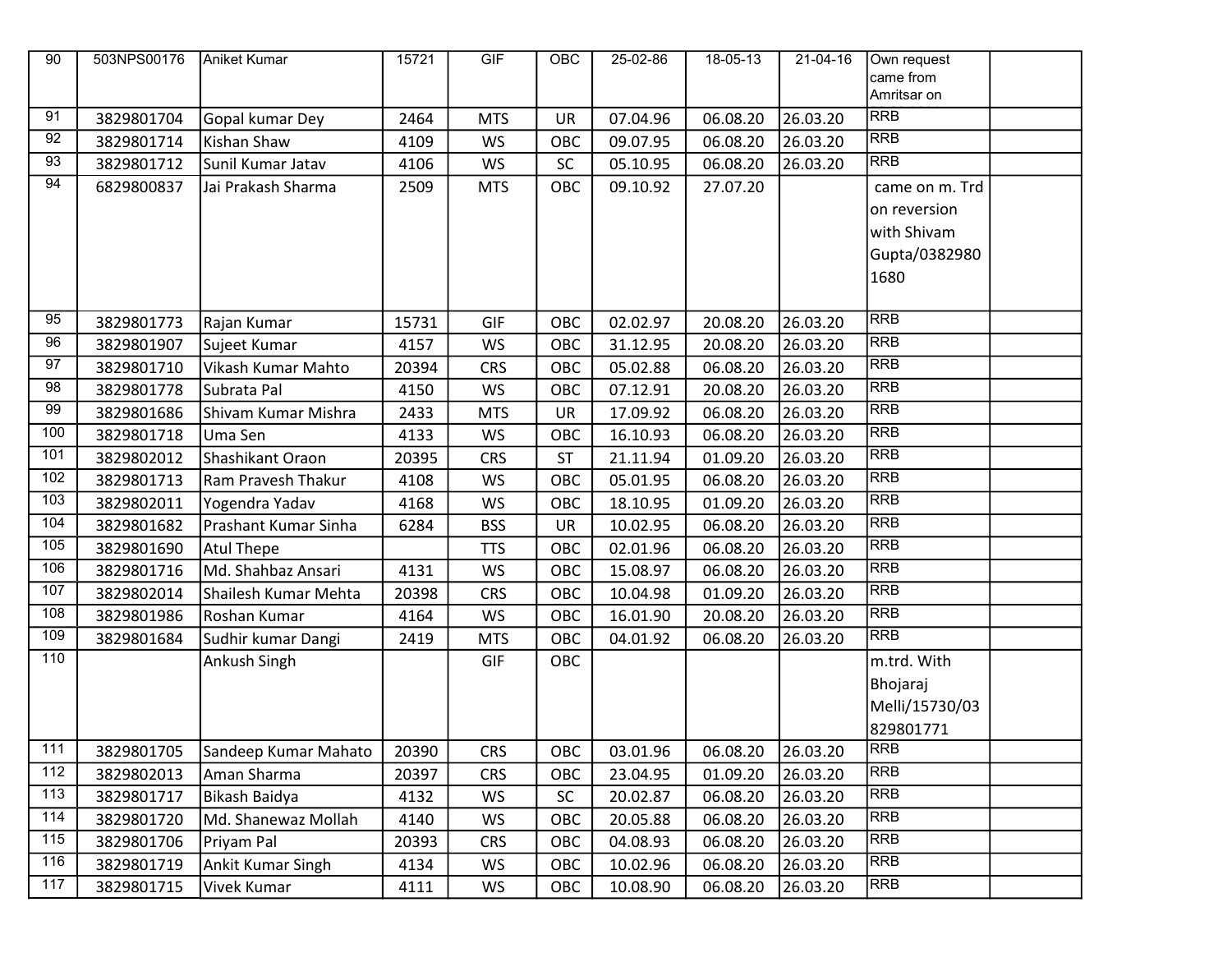| 90 | 503NPS00176 | Aniket Kumar | 15721 | GIF | OBC | 25-02-86 | 18-05-13 | 21-04-16 | Own request came from Amritsar on | |
|---|---|---|---|---|---|---|---|---|---|---|
| 91 | 3829801704 | Gopal kumar Dey | 2464 | MTS | UR | 07.04.96 | 06.08.20 | 26.03.20 | RRB | |
| 92 | 3829801714 | Kishan Shaw | 4109 | WS | OBC | 09.07.95 | 06.08.20 | 26.03.20 | RRB | |
| 93 | 3829801712 | Sunil Kumar Jatav | 4106 | WS | SC | 05.10.95 | 06.08.20 | 26.03.20 | RRB | |
| 94 | 6829800837 | Jai Prakash Sharma | 2509 | MTS | OBC | 09.10.92 | 27.07.20 | | came on m. Trd on reversion with Shivam Gupta/03829801680 | |
| 95 | 3829801773 | Rajan Kumar | 15731 | GIF | OBC | 02.02.97 | 20.08.20 | 26.03.20 | RRB | |
| 96 | 3829801907 | Sujeet Kumar | 4157 | WS | OBC | 31.12.95 | 20.08.20 | 26.03.20 | RRB | |
| 97 | 3829801710 | Vikash Kumar Mahto | 20394 | CRS | OBC | 05.02.88 | 06.08.20 | 26.03.20 | RRB | |
| 98 | 3829801778 | Subrata Pal | 4150 | WS | OBC | 07.12.91 | 20.08.20 | 26.03.20 | RRB | |
| 99 | 3829801686 | Shivam Kumar Mishra | 2433 | MTS | UR | 17.09.92 | 06.08.20 | 26.03.20 | RRB | |
| 100 | 3829801718 | Uma Sen | 4133 | WS | OBC | 16.10.93 | 06.08.20 | 26.03.20 | RRB | |
| 101 | 3829802012 | Shashikant Oraon | 20395 | CRS | ST | 21.11.94 | 01.09.20 | 26.03.20 | RRB | |
| 102 | 3829801713 | Ram Pravesh Thakur | 4108 | WS | OBC | 05.01.95 | 06.08.20 | 26.03.20 | RRB | |
| 103 | 3829802011 | Yogendra Yadav | 4168 | WS | OBC | 18.10.95 | 01.09.20 | 26.03.20 | RRB | |
| 104 | 3829801682 | Prashant Kumar Sinha | 6284 | BSS | UR | 10.02.95 | 06.08.20 | 26.03.20 | RRB | |
| 105 | 3829801690 | Atul Thepe | | TTS | OBC | 02.01.96 | 06.08.20 | 26.03.20 | RRB | |
| 106 | 3829801716 | Md. Shahbaz Ansari | 4131 | WS | OBC | 15.08.97 | 06.08.20 | 26.03.20 | RRB | |
| 107 | 3829802014 | Shailesh Kumar Mehta | 20398 | CRS | OBC | 10.04.98 | 01.09.20 | 26.03.20 | RRB | |
| 108 | 3829801986 | Roshan Kumar | 4164 | WS | OBC | 16.01.90 | 20.08.20 | 26.03.20 | RRB | |
| 109 | 3829801684 | Sudhir kumar Dangi | 2419 | MTS | OBC | 04.01.92 | 06.08.20 | 26.03.20 | RRB | |
| 110 | | Ankush Singh | | GIF | OBC | | | | m.trd. With Bhojaraj Melli/15730/03829801771 | |
| 111 | 3829801705 | Sandeep Kumar Mahato | 20390 | CRS | OBC | 03.01.96 | 06.08.20 | 26.03.20 | RRB | |
| 112 | 3829802013 | Aman Sharma | 20397 | CRS | OBC | 23.04.95 | 01.09.20 | 26.03.20 | RRB | |
| 113 | 3829801717 | Bikash Baidya | 4132 | WS | SC | 20.02.87 | 06.08.20 | 26.03.20 | RRB | |
| 114 | 3829801720 | Md. Shanewaz Mollah | 4140 | WS | OBC | 20.05.88 | 06.08.20 | 26.03.20 | RRB | |
| 115 | 3829801706 | Priyam Pal | 20393 | CRS | OBC | 04.08.93 | 06.08.20 | 26.03.20 | RRB | |
| 116 | 3829801719 | Ankit Kumar Singh | 4134 | WS | OBC | 10.02.96 | 06.08.20 | 26.03.20 | RRB | |
| 117 | 3829801715 | Vivek Kumar | 4111 | WS | OBC | 10.08.90 | 06.08.20 | 26.03.20 | RRB | |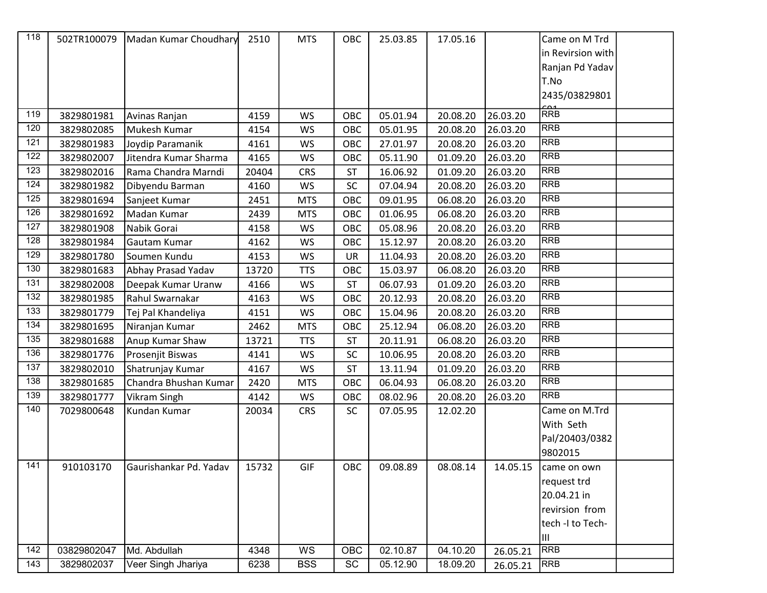| | | | | | | | | | | |
|---|---|---|---|---|---|---|---|---|---|---|
| 118 | 502TR100079 | Madan Kumar Choudhary | 2510 | MTS | OBC | 25.03.85 | 17.05.16 | | Came on M Trd in Revirsion with Ranjan Pd Yadav T.No 2435/03829801 | |
| 119 | 3829801981 | Avinas Ranjan | 4159 | WS | OBC | 05.01.94 | 20.08.20 | 26.03.20 | RRB | |
| 120 | 3829802085 | Mukesh Kumar | 4154 | WS | OBC | 05.01.95 | 20.08.20 | 26.03.20 | RRB | |
| 121 | 3829801983 | Joydip Paramanik | 4161 | WS | OBC | 27.01.97 | 20.08.20 | 26.03.20 | RRB | |
| 122 | 3829802007 | Jitendra Kumar Sharma | 4165 | WS | OBC | 05.11.90 | 01.09.20 | 26.03.20 | RRB | |
| 123 | 3829802016 | Rama Chandra Marndi | 20404 | CRS | ST | 16.06.92 | 01.09.20 | 26.03.20 | RRB | |
| 124 | 3829801982 | Dibyendu Barman | 4160 | WS | SC | 07.04.94 | 20.08.20 | 26.03.20 | RRB | |
| 125 | 3829801694 | Sanjeet Kumar | 2451 | MTS | OBC | 09.01.95 | 06.08.20 | 26.03.20 | RRB | |
| 126 | 3829801692 | Madan Kumar | 2439 | MTS | OBC | 01.06.95 | 06.08.20 | 26.03.20 | RRB | |
| 127 | 3829801908 | Nabik Gorai | 4158 | WS | OBC | 05.08.96 | 20.08.20 | 26.03.20 | RRB | |
| 128 | 3829801984 | Gautam Kumar | 4162 | WS | OBC | 15.12.97 | 20.08.20 | 26.03.20 | RRB | |
| 129 | 3829801780 | Soumen Kundu | 4153 | WS | UR | 11.04.93 | 20.08.20 | 26.03.20 | RRB | |
| 130 | 3829801683 | Abhay Prasad Yadav | 13720 | TTS | OBC | 15.03.97 | 06.08.20 | 26.03.20 | RRB | |
| 131 | 3829802008 | Deepak Kumar Uranw | 4166 | WS | ST | 06.07.93 | 01.09.20 | 26.03.20 | RRB | |
| 132 | 3829801985 | Rahul Swarnakar | 4163 | WS | OBC | 20.12.93 | 20.08.20 | 26.03.20 | RRB | |
| 133 | 3829801779 | Tej Pal Khandeliya | 4151 | WS | OBC | 15.04.96 | 20.08.20 | 26.03.20 | RRB | |
| 134 | 3829801695 | Niranjan Kumar | 2462 | MTS | OBC | 25.12.94 | 06.08.20 | 26.03.20 | RRB | |
| 135 | 3829801688 | Anup Kumar Shaw | 13721 | TTS | ST | 20.11.91 | 06.08.20 | 26.03.20 | RRB | |
| 136 | 3829801776 | Prosenjit Biswas | 4141 | WS | SC | 10.06.95 | 20.08.20 | 26.03.20 | RRB | |
| 137 | 3829802010 | Shatrunjay Kumar | 4167 | WS | ST | 13.11.94 | 01.09.20 | 26.03.20 | RRB | |
| 138 | 3829801685 | Chandra Bhushan Kumar | 2420 | MTS | OBC | 06.04.93 | 06.08.20 | 26.03.20 | RRB | |
| 139 | 3829801777 | Vikram Singh | 4142 | WS | OBC | 08.02.96 | 20.08.20 | 26.03.20 | RRB | |
| 140 | 7029800648 | Kundan Kumar | 20034 | CRS | SC | 07.05.95 | 12.02.20 | | Came on M.Trd With Seth Pal/20403/03829802015 | |
| 141 | 910103170 | Gaurishankar Pd. Yadav | 15732 | GIF | OBC | 09.08.89 | 08.08.14 | 14.05.15 | came on own request trd 20.04.21 in revirsion from tech -I to Tech-III | |
| 142 | 03829802047 | Md. Abdullah | 4348 | WS | OBC | 02.10.87 | 04.10.20 | 26.05.21 | RRB | |
| 143 | 3829802037 | Veer Singh Jhariya | 6238 | BSS | SC | 05.12.90 | 18.09.20 | 26.05.21 | RRB | |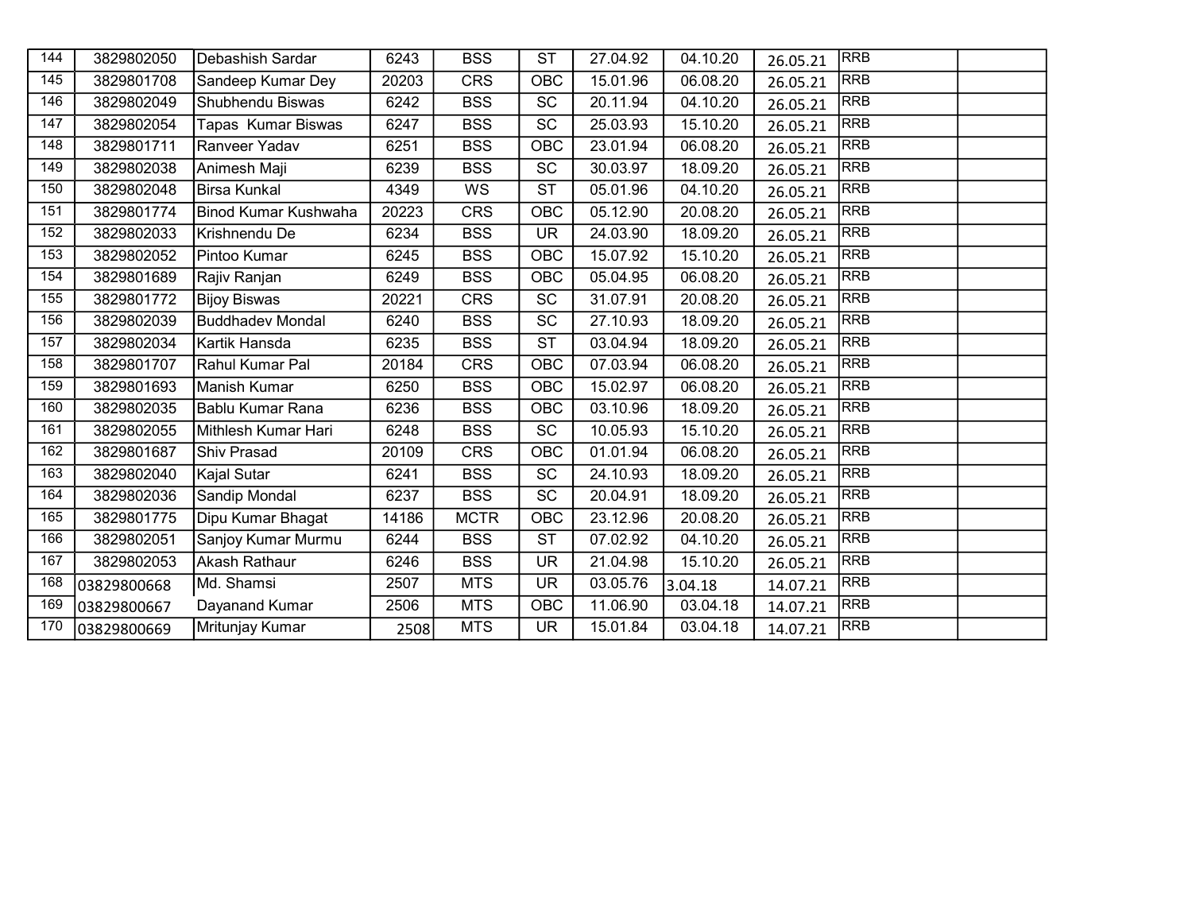| | | | | | | | | | | |
|---|---|---|---|---|---|---|---|---|---|---|
| 144 | 3829802050 | Debashish Sardar | 6243 | BSS | ST | 27.04.92 | 04.10.20 | 26.05.21 | RRB | |
| 145 | 3829801708 | Sandeep Kumar Dey | 20203 | CRS | OBC | 15.01.96 | 06.08.20 | 26.05.21 | RRB | |
| 146 | 3829802049 | Shubhendu Biswas | 6242 | BSS | SC | 20.11.94 | 04.10.20 | 26.05.21 | RRB | |
| 147 | 3829802054 | Tapas Kumar Biswas | 6247 | BSS | SC | 25.03.93 | 15.10.20 | 26.05.21 | RRB | |
| 148 | 3829801711 | Ranveer Yadav | 6251 | BSS | OBC | 23.01.94 | 06.08.20 | 26.05.21 | RRB | |
| 149 | 3829802038 | Animesh Maji | 6239 | BSS | SC | 30.03.97 | 18.09.20 | 26.05.21 | RRB | |
| 150 | 3829802048 | Birsa Kunkal | 4349 | WS | ST | 05.01.96 | 04.10.20 | 26.05.21 | RRB | |
| 151 | 3829801774 | Binod Kumar Kushwaha | 20223 | CRS | OBC | 05.12.90 | 20.08.20 | 26.05.21 | RRB | |
| 152 | 3829802033 | Krishnendu De | 6234 | BSS | UR | 24.03.90 | 18.09.20 | 26.05.21 | RRB | |
| 153 | 3829802052 | Pintoo Kumar | 6245 | BSS | OBC | 15.07.92 | 15.10.20 | 26.05.21 | RRB | |
| 154 | 3829801689 | Rajiv Ranjan | 6249 | BSS | OBC | 05.04.95 | 06.08.20 | 26.05.21 | RRB | |
| 155 | 3829801772 | Bijoy Biswas | 20221 | CRS | SC | 31.07.91 | 20.08.20 | 26.05.21 | RRB | |
| 156 | 3829802039 | Buddhadev Mondal | 6240 | BSS | SC | 27.10.93 | 18.09.20 | 26.05.21 | RRB | |
| 157 | 3829802034 | Kartik Hansda | 6235 | BSS | ST | 03.04.94 | 18.09.20 | 26.05.21 | RRB | |
| 158 | 3829801707 | Rahul Kumar Pal | 20184 | CRS | OBC | 07.03.94 | 06.08.20 | 26.05.21 | RRB | |
| 159 | 3829801693 | Manish Kumar | 6250 | BSS | OBC | 15.02.97 | 06.08.20 | 26.05.21 | RRB | |
| 160 | 3829802035 | Bablu Kumar Rana | 6236 | BSS | OBC | 03.10.96 | 18.09.20 | 26.05.21 | RRB | |
| 161 | 3829802055 | Mithlesh Kumar Hari | 6248 | BSS | SC | 10.05.93 | 15.10.20 | 26.05.21 | RRB | |
| 162 | 3829801687 | Shiv Prasad | 20109 | CRS | OBC | 01.01.94 | 06.08.20 | 26.05.21 | RRB | |
| 163 | 3829802040 | Kajal Sutar | 6241 | BSS | SC | 24.10.93 | 18.09.20 | 26.05.21 | RRB | |
| 164 | 3829802036 | Sandip Mondal | 6237 | BSS | SC | 20.04.91 | 18.09.20 | 26.05.21 | RRB | |
| 165 | 3829801775 | Dipu Kumar Bhagat | 14186 | MCTR | OBC | 23.12.96 | 20.08.20 | 26.05.21 | RRB | |
| 166 | 3829802051 | Sanjoy Kumar Murmu | 6244 | BSS | ST | 07.02.92 | 04.10.20 | 26.05.21 | RRB | |
| 167 | 3829802053 | Akash Rathaur | 6246 | BSS | UR | 21.04.98 | 15.10.20 | 26.05.21 | RRB | |
| 168 | 03829800668 | Md. Shamsi | 2507 | MTS | UR | 03.05.76 | 3.04.18 | 14.07.21 | RRB | |
| 169 | 03829800667 | Dayanand Kumar | 2506 | MTS | OBC | 11.06.90 | 03.04.18 | 14.07.21 | RRB | |
| 170 | 03829800669 | Mritunjay Kumar | 2508 | MTS | UR | 15.01.84 | 03.04.18 | 14.07.21 | RRB | |